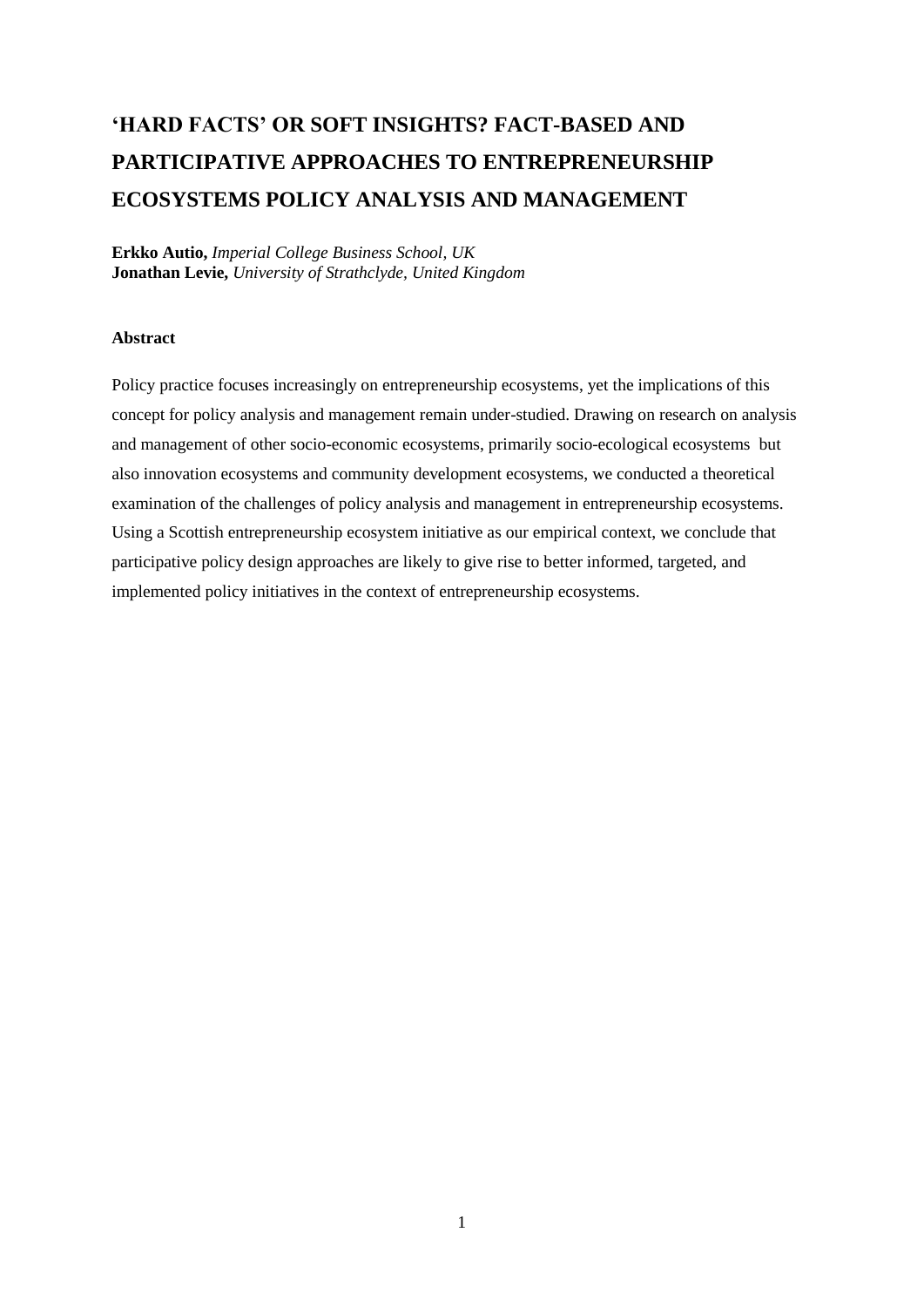# 'HARD FACTS' OR SOFT INSIGHTS? FACT-BASED AND PARTICIPATIVE APPROACHES TO ENTREPRENEURSHIP ECOSYSTEMS POLICY ANALYSIS AND MANAGEMENT

**Erkko Autio,** *Imperial College Business School, UK*
**Jonathan Levie,** *University of Strathclyde, United Kingdom*

**Abstract**

Policy practice focuses increasingly on entrepreneurship ecosystems, yet the implications of this concept for policy analysis and management remain under-studied. Drawing on research on analysis and management of other socio-economic ecosystems, primarily socio-ecological ecosystems but also innovation ecosystems and community development ecosystems, we conducted a theoretical examination of the challenges of policy analysis and management in entrepreneurship ecosystems. Using a Scottish entrepreneurship ecosystem initiative as our empirical context, we conclude that participative policy design approaches are likely to give rise to better informed, targeted, and implemented policy initiatives in the context of entrepreneurship ecosystems.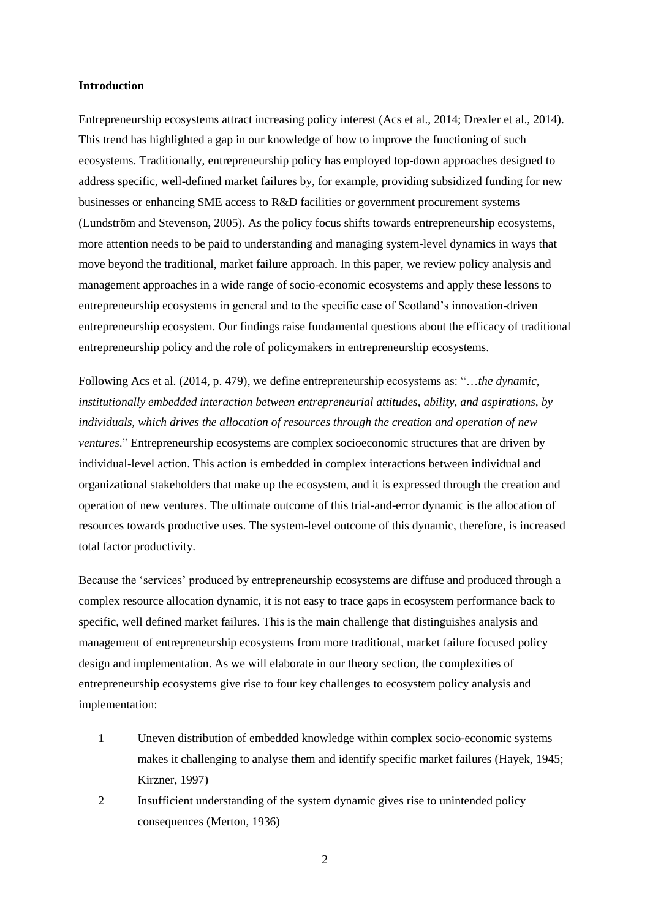**Introduction**

Entrepreneurship ecosystems attract increasing policy interest (Acs et al., 2014; Drexler et al., 2014). This trend has highlighted a gap in our knowledge of how to improve the functioning of such ecosystems. Traditionally, entrepreneurship policy has employed top-down approaches designed to address specific, well-defined market failures by, for example, providing subsidized funding for new businesses or enhancing SME access to R&D facilities or government procurement systems (Lundström and Stevenson, 2005). As the policy focus shifts towards entrepreneurship ecosystems, more attention needs to be paid to understanding and managing system-level dynamics in ways that move beyond the traditional, market failure approach. In this paper, we review policy analysis and management approaches in a wide range of socio-economic ecosystems and apply these lessons to entrepreneurship ecosystems in general and to the specific case of Scotland's innovation-driven entrepreneurship ecosystem. Our findings raise fundamental questions about the efficacy of traditional entrepreneurship policy and the role of policymakers in entrepreneurship ecosystems.

Following Acs et al. (2014, p. 479), we define entrepreneurship ecosystems as: "…*the dynamic, institutionally embedded interaction between entrepreneurial attitudes, ability, and aspirations, by individuals, which drives the allocation of resources through the creation and operation of new ventures*." Entrepreneurship ecosystems are complex socioeconomic structures that are driven by individual-level action. This action is embedded in complex interactions between individual and organizational stakeholders that make up the ecosystem, and it is expressed through the creation and operation of new ventures. The ultimate outcome of this trial-and-error dynamic is the allocation of resources towards productive uses. The system-level outcome of this dynamic, therefore, is increased total factor productivity.

Because the 'services' produced by entrepreneurship ecosystems are diffuse and produced through a complex resource allocation dynamic, it is not easy to trace gaps in ecosystem performance back to specific, well defined market failures. This is the main challenge that distinguishes analysis and management of entrepreneurship ecosystems from more traditional, market failure focused policy design and implementation. As we will elaborate in our theory section, the complexities of entrepreneurship ecosystems give rise to four key challenges to ecosystem policy analysis and implementation:

1. Uneven distribution of embedded knowledge within complex socio-economic systems makes it challenging to analyse them and identify specific market failures (Hayek, 1945; Kirzner, 1997)
2. Insufficient understanding of the system dynamic gives rise to unintended policy consequences (Merton, 1936)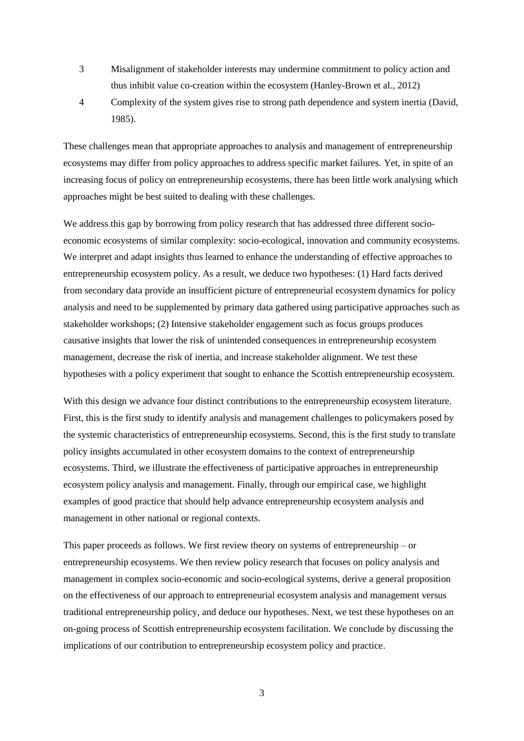3. Misalignment of stakeholder interests may undermine commitment to policy action and thus inhibit value co-creation within the ecosystem (Hanley-Brown et al., 2012)
4. Complexity of the system gives rise to strong path dependence and system inertia (David, 1985).

These challenges mean that appropriate approaches to analysis and management of entrepreneurship ecosystems may differ from policy approaches to address specific market failures. Yet, in spite of an increasing focus of policy on entrepreneurship ecosystems, there has been little work analysing which approaches might be best suited to dealing with these challenges.

We address this gap by borrowing from policy research that has addressed three different socio-economic ecosystems of similar complexity: socio-ecological, innovation and community ecosystems. We interpret and adapt insights thus learned to enhance the understanding of effective approaches to entrepreneurship ecosystem policy. As a result, we deduce two hypotheses: (1) Hard facts derived from secondary data provide an insufficient picture of entrepreneurial ecosystem dynamics for policy analysis and need to be supplemented by primary data gathered using participative approaches such as stakeholder workshops; (2) Intensive stakeholder engagement such as focus groups produces causative insights that lower the risk of unintended consequences in entrepreneurship ecosystem management, decrease the risk of inertia, and increase stakeholder alignment. We test these hypotheses with a policy experiment that sought to enhance the Scottish entrepreneurship ecosystem.

With this design we advance four distinct contributions to the entrepreneurship ecosystem literature. First, this is the first study to identify analysis and management challenges to policymakers posed by the systemic characteristics of entrepreneurship ecosystems. Second, this is the first study to translate policy insights accumulated in other ecosystem domains to the context of entrepreneurship ecosystems. Third, we illustrate the effectiveness of participative approaches in entrepreneurship ecosystem policy analysis and management. Finally, through our empirical case, we highlight examples of good practice that should help advance entrepreneurship ecosystem analysis and management in other national or regional contexts.

This paper proceeds as follows. We first review theory on systems of entrepreneurship – or entrepreneurship ecosystems. We then review policy research that focuses on policy analysis and management in complex socio-economic and socio-ecological systems, derive a general proposition on the effectiveness of our approach to entrepreneurial ecosystem analysis and management versus traditional entrepreneurship policy, and deduce our hypotheses. Next, we test these hypotheses on an on-going process of Scottish entrepreneurship ecosystem facilitation. We conclude by discussing the implications of our contribution to entrepreneurship ecosystem policy and practice.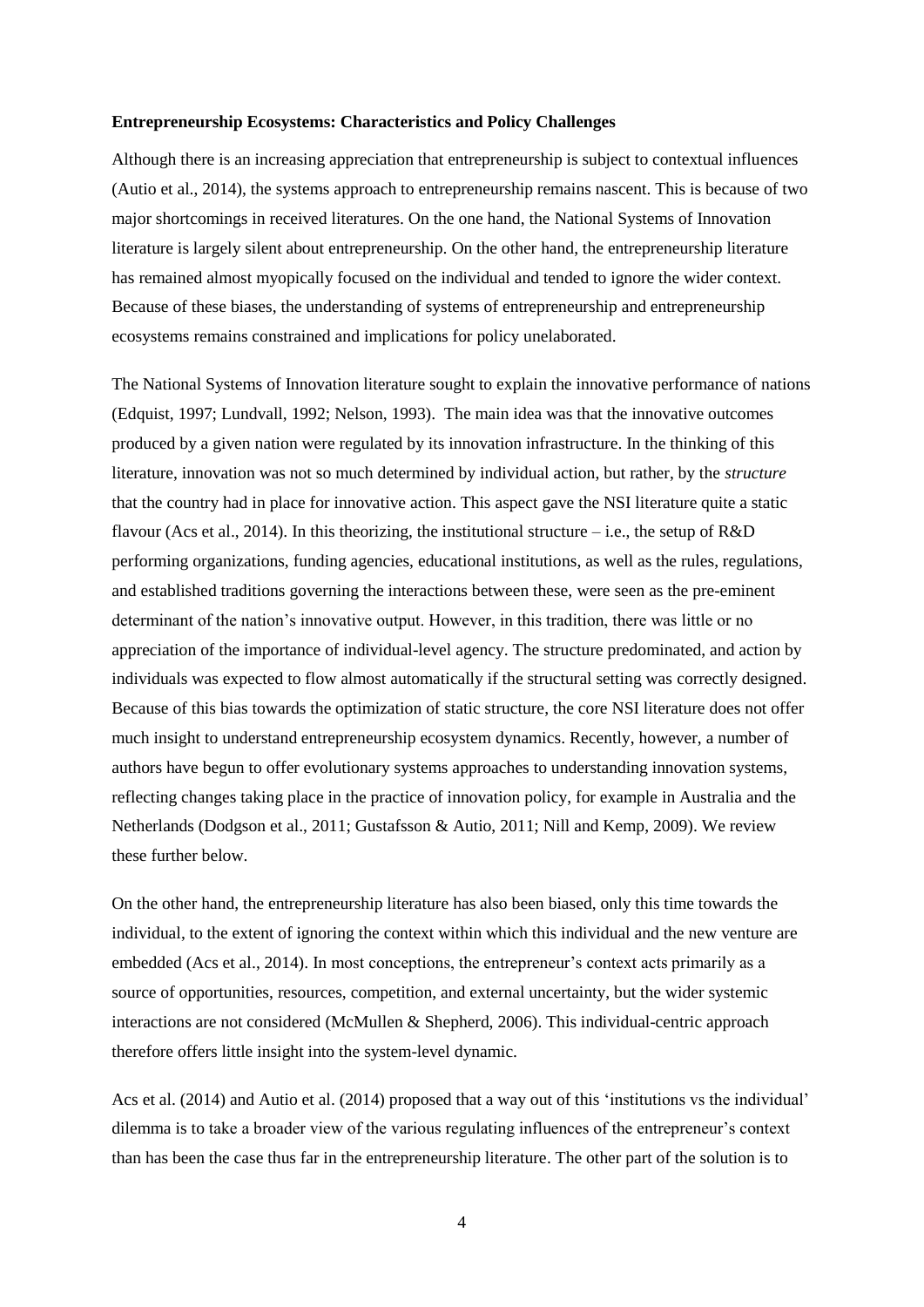**Entrepreneurship Ecosystems: Characteristics and Policy Challenges**

Although there is an increasing appreciation that entrepreneurship is subject to contextual influences (Autio et al., 2014), the systems approach to entrepreneurship remains nascent. This is because of two major shortcomings in received literatures. On the one hand, the National Systems of Innovation literature is largely silent about entrepreneurship. On the other hand, the entrepreneurship literature has remained almost myopically focused on the individual and tended to ignore the wider context. Because of these biases, the understanding of systems of entrepreneurship and entrepreneurship ecosystems remains constrained and implications for policy unelaborated.

The National Systems of Innovation literature sought to explain the innovative performance of nations (Edquist, 1997; Lundvall, 1992; Nelson, 1993). The main idea was that the innovative outcomes produced by a given nation were regulated by its innovation infrastructure. In the thinking of this literature, innovation was not so much determined by individual action, but rather, by the *structure* that the country had in place for innovative action. This aspect gave the NSI literature quite a static flavour (Acs et al., 2014). In this theorizing, the institutional structure – i.e., the setup of R&D performing organizations, funding agencies, educational institutions, as well as the rules, regulations, and established traditions governing the interactions between these, were seen as the pre-eminent determinant of the nation's innovative output. However, in this tradition, there was little or no appreciation of the importance of individual-level agency. The structure predominated, and action by individuals was expected to flow almost automatically if the structural setting was correctly designed. Because of this bias towards the optimization of static structure, the core NSI literature does not offer much insight to understand entrepreneurship ecosystem dynamics. Recently, however, a number of authors have begun to offer evolutionary systems approaches to understanding innovation systems, reflecting changes taking place in the practice of innovation policy, for example in Australia and the Netherlands (Dodgson et al., 2011; Gustafsson & Autio, 2011; Nill and Kemp, 2009). We review these further below.

On the other hand, the entrepreneurship literature has also been biased, only this time towards the individual, to the extent of ignoring the context within which this individual and the new venture are embedded (Acs et al., 2014). In most conceptions, the entrepreneur's context acts primarily as a source of opportunities, resources, competition, and external uncertainty, but the wider systemic interactions are not considered (McMullen & Shepherd, 2006). This individual-centric approach therefore offers little insight into the system-level dynamic.

Acs et al. (2014) and Autio et al. (2014) proposed that a way out of this 'institutions vs the individual' dilemma is to take a broader view of the various regulating influences of the entrepreneur's context than has been the case thus far in the entrepreneurship literature. The other part of the solution is to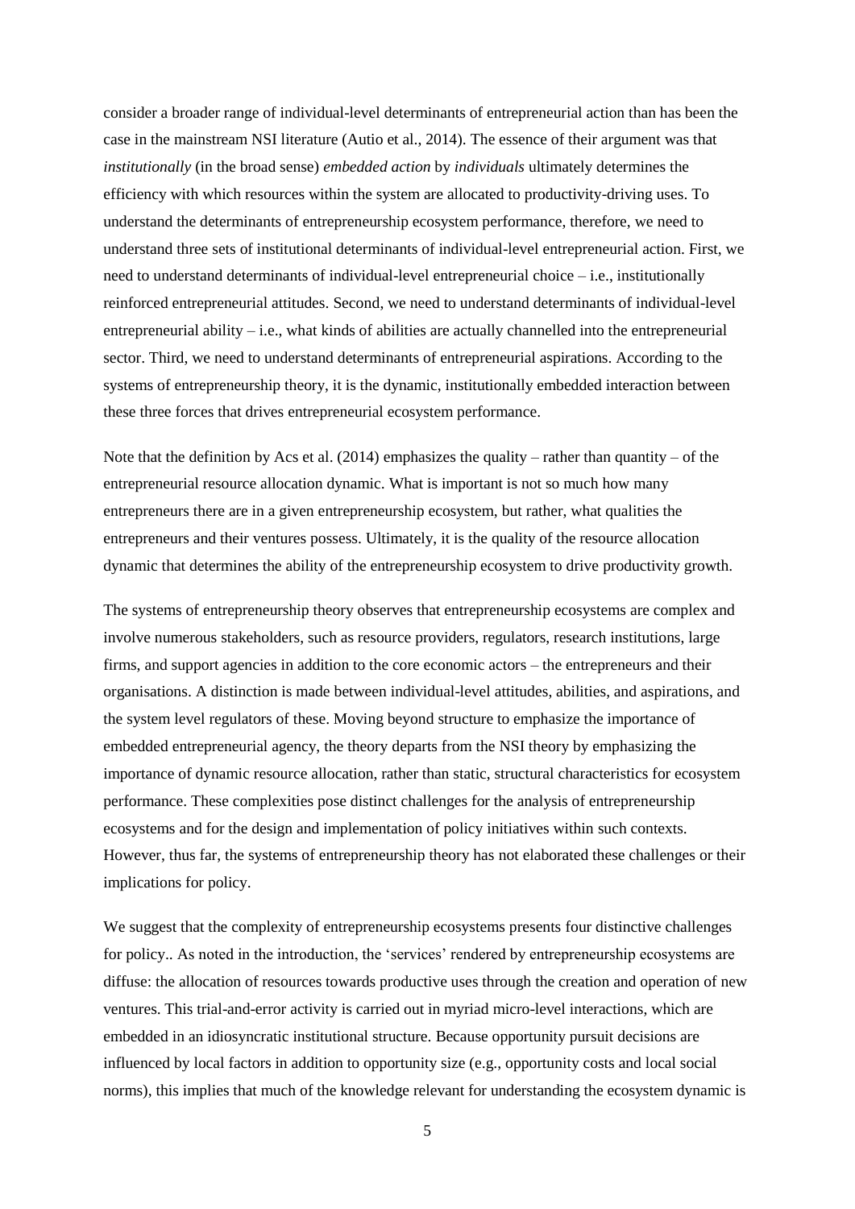consider a broader range of individual-level determinants of entrepreneurial action than has been the case in the mainstream NSI literature (Autio et al., 2014). The essence of their argument was that *institutionally* (in the broad sense) *embedded action* by *individuals* ultimately determines the efficiency with which resources within the system are allocated to productivity-driving uses. To understand the determinants of entrepreneurship ecosystem performance, therefore, we need to understand three sets of institutional determinants of individual-level entrepreneurial action. First, we need to understand determinants of individual-level entrepreneurial choice – i.e., institutionally reinforced entrepreneurial attitudes. Second, we need to understand determinants of individual-level entrepreneurial ability – i.e., what kinds of abilities are actually channelled into the entrepreneurial sector. Third, we need to understand determinants of entrepreneurial aspirations. According to the systems of entrepreneurship theory, it is the dynamic, institutionally embedded interaction between these three forces that drives entrepreneurial ecosystem performance.

Note that the definition by Acs et al. (2014) emphasizes the quality – rather than quantity – of the entrepreneurial resource allocation dynamic. What is important is not so much how many entrepreneurs there are in a given entrepreneurship ecosystem, but rather, what qualities the entrepreneurs and their ventures possess. Ultimately, it is the quality of the resource allocation dynamic that determines the ability of the entrepreneurship ecosystem to drive productivity growth.

The systems of entrepreneurship theory observes that entrepreneurship ecosystems are complex and involve numerous stakeholders, such as resource providers, regulators, research institutions, large firms, and support agencies in addition to the core economic actors – the entrepreneurs and their organisations. A distinction is made between individual-level attitudes, abilities, and aspirations, and the system level regulators of these. Moving beyond structure to emphasize the importance of embedded entrepreneurial agency, the theory departs from the NSI theory by emphasizing the importance of dynamic resource allocation, rather than static, structural characteristics for ecosystem performance. These complexities pose distinct challenges for the analysis of entrepreneurship ecosystems and for the design and implementation of policy initiatives within such contexts. However, thus far, the systems of entrepreneurship theory has not elaborated these challenges or their implications for policy.

We suggest that the complexity of entrepreneurship ecosystems presents four distinctive challenges for policy.. As noted in the introduction, the 'services' rendered by entrepreneurship ecosystems are diffuse: the allocation of resources towards productive uses through the creation and operation of new ventures. This trial-and-error activity is carried out in myriad micro-level interactions, which are embedded in an idiosyncratic institutional structure. Because opportunity pursuit decisions are influenced by local factors in addition to opportunity size (e.g., opportunity costs and local social norms), this implies that much of the knowledge relevant for understanding the ecosystem dynamic is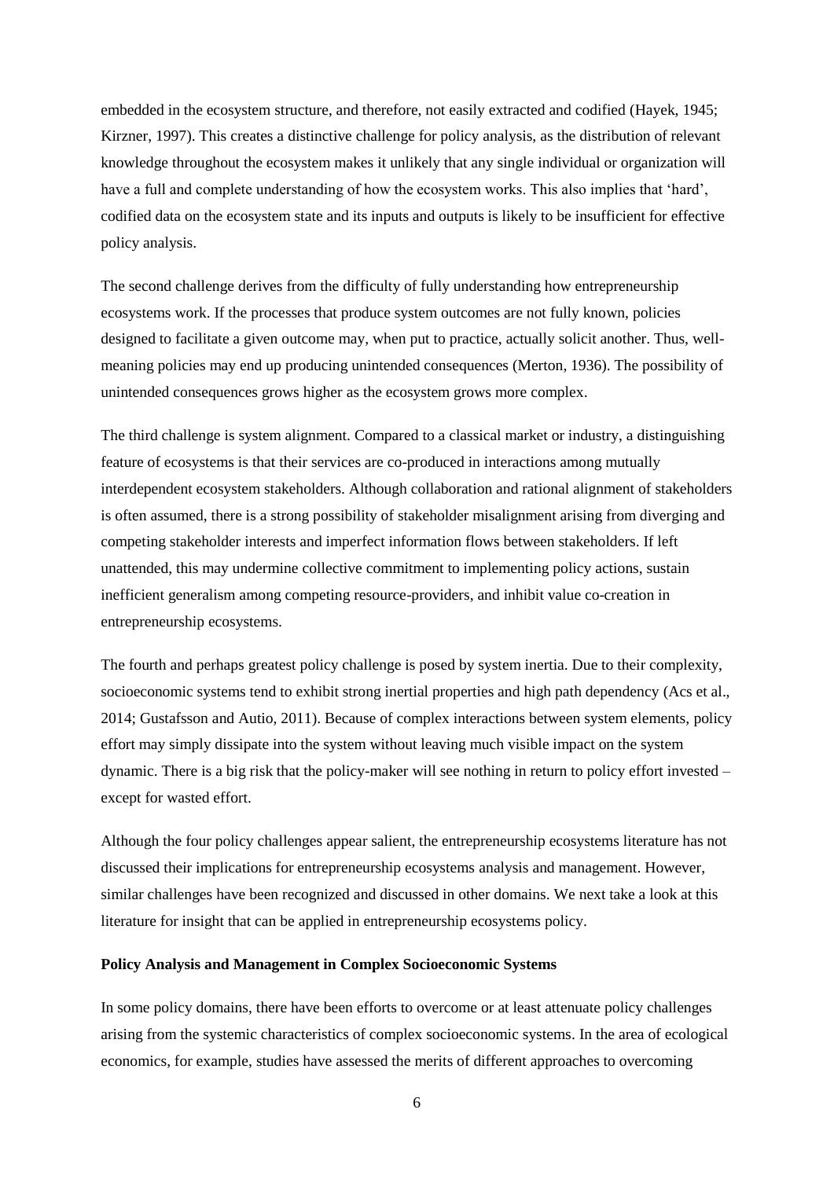embedded in the ecosystem structure, and therefore, not easily extracted and codified (Hayek, 1945; Kirzner, 1997). This creates a distinctive challenge for policy analysis, as the distribution of relevant knowledge throughout the ecosystem makes it unlikely that any single individual or organization will have a full and complete understanding of how the ecosystem works. This also implies that 'hard', codified data on the ecosystem state and its inputs and outputs is likely to be insufficient for effective policy analysis.

The second challenge derives from the difficulty of fully understanding how entrepreneurship ecosystems work. If the processes that produce system outcomes are not fully known, policies designed to facilitate a given outcome may, when put to practice, actually solicit another. Thus, well-meaning policies may end up producing unintended consequences (Merton, 1936). The possibility of unintended consequences grows higher as the ecosystem grows more complex.

The third challenge is system alignment. Compared to a classical market or industry, a distinguishing feature of ecosystems is that their services are co-produced in interactions among mutually interdependent ecosystem stakeholders. Although collaboration and rational alignment of stakeholders is often assumed, there is a strong possibility of stakeholder misalignment arising from diverging and competing stakeholder interests and imperfect information flows between stakeholders. If left unattended, this may undermine collective commitment to implementing policy actions, sustain inefficient generalism among competing resource-providers, and inhibit value co-creation in entrepreneurship ecosystems.

The fourth and perhaps greatest policy challenge is posed by system inertia. Due to their complexity, socioeconomic systems tend to exhibit strong inertial properties and high path dependency (Acs et al., 2014; Gustafsson and Autio, 2011). Because of complex interactions between system elements, policy effort may simply dissipate into the system without leaving much visible impact on the system dynamic. There is a big risk that the policy-maker will see nothing in return to policy effort invested – except for wasted effort.

Although the four policy challenges appear salient, the entrepreneurship ecosystems literature has not discussed their implications for entrepreneurship ecosystems analysis and management. However, similar challenges have been recognized and discussed in other domains. We next take a look at this literature for insight that can be applied in entrepreneurship ecosystems policy.

**Policy Analysis and Management in Complex Socioeconomic Systems**

In some policy domains, there have been efforts to overcome or at least attenuate policy challenges arising from the systemic characteristics of complex socioeconomic systems. In the area of ecological economics, for example, studies have assessed the merits of different approaches to overcoming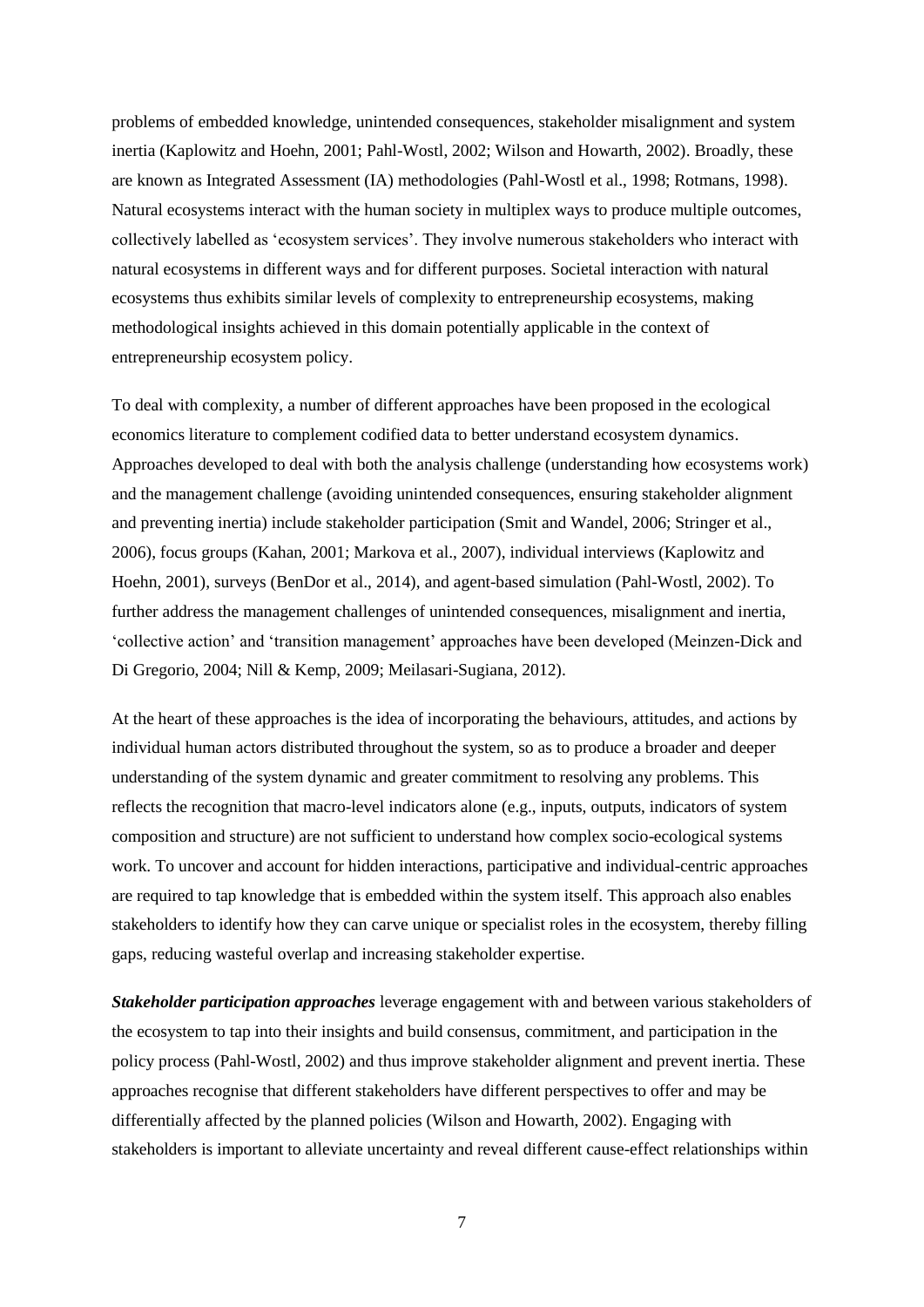problems of embedded knowledge, unintended consequences, stakeholder misalignment and system inertia (Kaplowitz and Hoehn, 2001; Pahl-Wostl, 2002; Wilson and Howarth, 2002). Broadly, these are known as Integrated Assessment (IA) methodologies (Pahl-Wostl et al., 1998; Rotmans, 1998). Natural ecosystems interact with the human society in multiplex ways to produce multiple outcomes, collectively labelled as 'ecosystem services'. They involve numerous stakeholders who interact with natural ecosystems in different ways and for different purposes. Societal interaction with natural ecosystems thus exhibits similar levels of complexity to entrepreneurship ecosystems, making methodological insights achieved in this domain potentially applicable in the context of entrepreneurship ecosystem policy.

To deal with complexity, a number of different approaches have been proposed in the ecological economics literature to complement codified data to better understand ecosystem dynamics. Approaches developed to deal with both the analysis challenge (understanding how ecosystems work) and the management challenge (avoiding unintended consequences, ensuring stakeholder alignment and preventing inertia) include stakeholder participation (Smit and Wandel, 2006; Stringer et al., 2006), focus groups (Kahan, 2001; Markova et al., 2007), individual interviews (Kaplowitz and Hoehn, 2001), surveys (BenDor et al., 2014), and agent-based simulation (Pahl-Wostl, 2002). To further address the management challenges of unintended consequences, misalignment and inertia, 'collective action' and 'transition management' approaches have been developed (Meinzen-Dick and Di Gregorio, 2004; Nill & Kemp, 2009; Meilasari-Sugiana, 2012).

At the heart of these approaches is the idea of incorporating the behaviours, attitudes, and actions by individual human actors distributed throughout the system, so as to produce a broader and deeper understanding of the system dynamic and greater commitment to resolving any problems. This reflects the recognition that macro-level indicators alone (e.g., inputs, outputs, indicators of system composition and structure) are not sufficient to understand how complex socio-ecological systems work. To uncover and account for hidden interactions, participative and individual-centric approaches are required to tap knowledge that is embedded within the system itself. This approach also enables stakeholders to identify how they can carve unique or specialist roles in the ecosystem, thereby filling gaps, reducing wasteful overlap and increasing stakeholder expertise.

***Stakeholder participation approaches*** leverage engagement with and between various stakeholders of the ecosystem to tap into their insights and build consensus, commitment, and participation in the policy process (Pahl-Wostl, 2002) and thus improve stakeholder alignment and prevent inertia. These approaches recognise that different stakeholders have different perspectives to offer and may be differentially affected by the planned policies (Wilson and Howarth, 2002). Engaging with stakeholders is important to alleviate uncertainty and reveal different cause-effect relationships within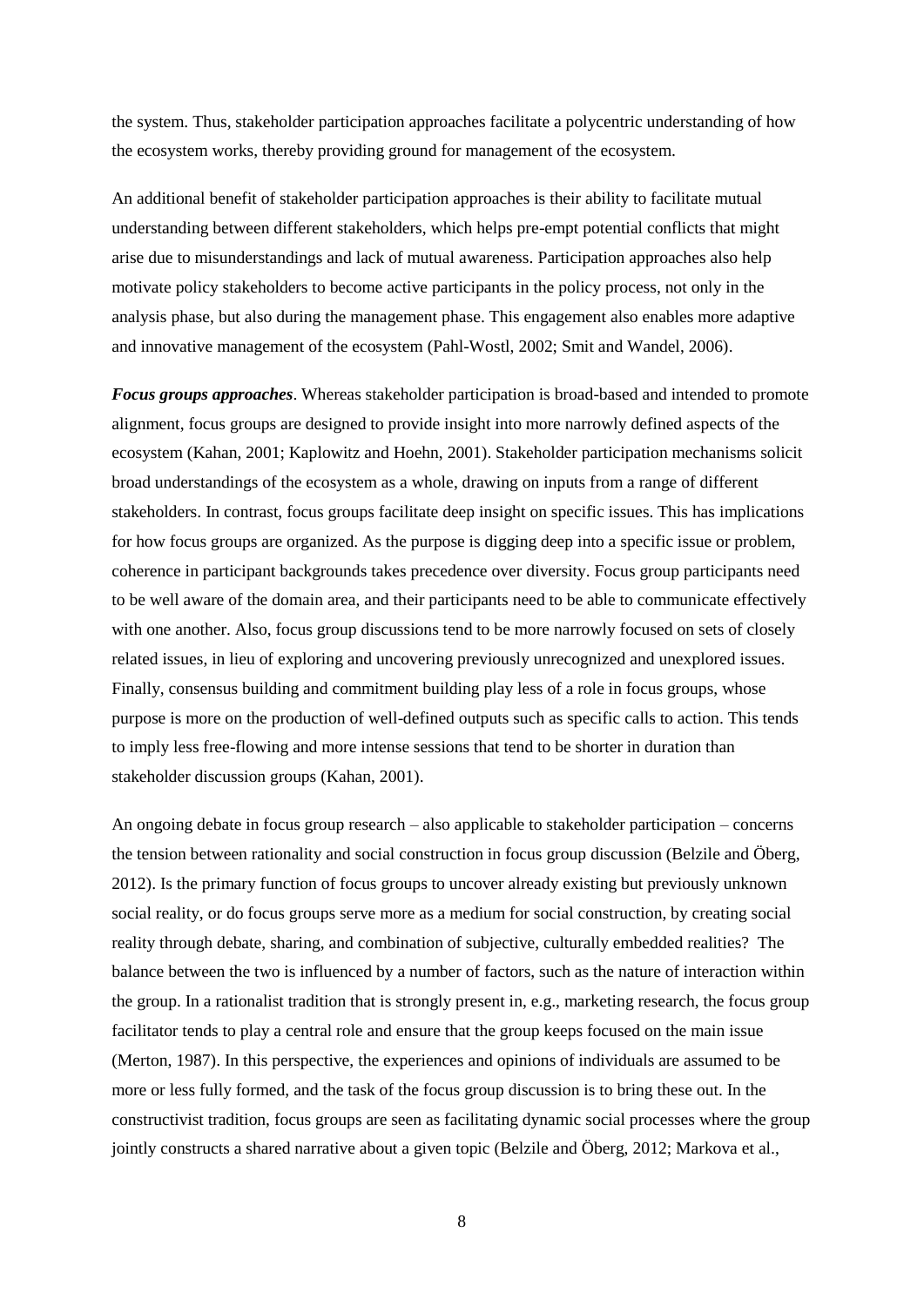the system. Thus, stakeholder participation approaches facilitate a polycentric understanding of how the ecosystem works, thereby providing ground for management of the ecosystem.

An additional benefit of stakeholder participation approaches is their ability to facilitate mutual understanding between different stakeholders, which helps pre-empt potential conflicts that might arise due to misunderstandings and lack of mutual awareness. Participation approaches also help motivate policy stakeholders to become active participants in the policy process, not only in the analysis phase, but also during the management phase. This engagement also enables more adaptive and innovative management of the ecosystem (Pahl-Wostl, 2002; Smit and Wandel, 2006).

***Focus groups approaches***. Whereas stakeholder participation is broad-based and intended to promote alignment, focus groups are designed to provide insight into more narrowly defined aspects of the ecosystem (Kahan, 2001; Kaplowitz and Hoehn, 2001). Stakeholder participation mechanisms solicit broad understandings of the ecosystem as a whole, drawing on inputs from a range of different stakeholders. In contrast, focus groups facilitate deep insight on specific issues. This has implications for how focus groups are organized. As the purpose is digging deep into a specific issue or problem, coherence in participant backgrounds takes precedence over diversity. Focus group participants need to be well aware of the domain area, and their participants need to be able to communicate effectively with one another. Also, focus group discussions tend to be more narrowly focused on sets of closely related issues, in lieu of exploring and uncovering previously unrecognized and unexplored issues. Finally, consensus building and commitment building play less of a role in focus groups, whose purpose is more on the production of well-defined outputs such as specific calls to action. This tends to imply less free-flowing and more intense sessions that tend to be shorter in duration than stakeholder discussion groups (Kahan, 2001).

An ongoing debate in focus group research – also applicable to stakeholder participation – concerns the tension between rationality and social construction in focus group discussion (Belzile and Öberg, 2012). Is the primary function of focus groups to uncover already existing but previously unknown social reality, or do focus groups serve more as a medium for social construction, by creating social reality through debate, sharing, and combination of subjective, culturally embedded realities? The balance between the two is influenced by a number of factors, such as the nature of interaction within the group. In a rationalist tradition that is strongly present in, e.g., marketing research, the focus group facilitator tends to play a central role and ensure that the group keeps focused on the main issue (Merton, 1987). In this perspective, the experiences and opinions of individuals are assumed to be more or less fully formed, and the task of the focus group discussion is to bring these out. In the constructivist tradition, focus groups are seen as facilitating dynamic social processes where the group jointly constructs a shared narrative about a given topic (Belzile and Öberg, 2012; Markova et al.,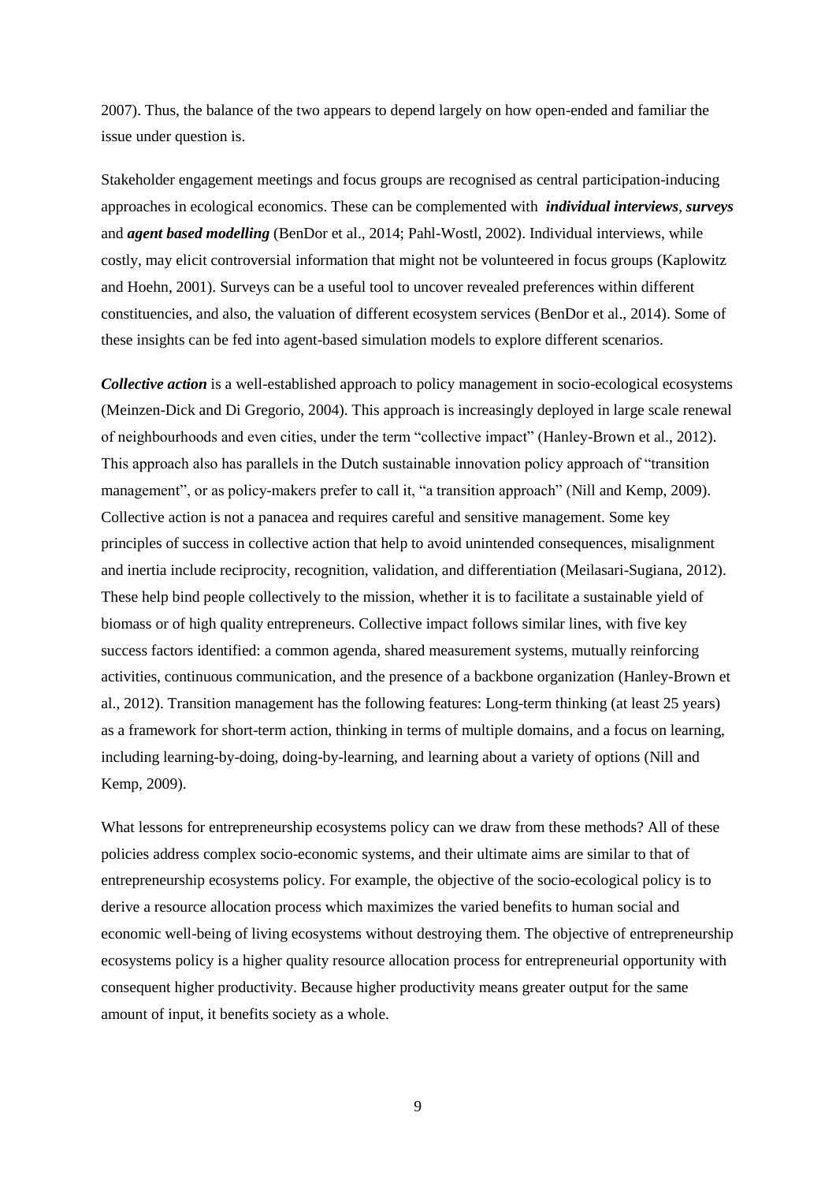2007). Thus, the balance of the two appears to depend largely on how open-ended and familiar the issue under question is.

Stakeholder engagement meetings and focus groups are recognised as central participation-inducing approaches in ecological economics. These can be complemented with ***individual interviews***, ***surveys*** and ***agent based modelling*** (BenDor et al., 2014; Pahl-Wostl, 2002). Individual interviews, while costly, may elicit controversial information that might not be volunteered in focus groups (Kaplowitz and Hoehn, 2001). Surveys can be a useful tool to uncover revealed preferences within different constituencies, and also, the valuation of different ecosystem services (BenDor et al., 2014). Some of these insights can be fed into agent-based simulation models to explore different scenarios.

***Collective action*** is a well-established approach to policy management in socio-ecological ecosystems (Meinzen-Dick and Di Gregorio, 2004). This approach is increasingly deployed in large scale renewal of neighbourhoods and even cities, under the term "collective impact" (Hanley-Brown et al., 2012). This approach also has parallels in the Dutch sustainable innovation policy approach of "transition management", or as policy-makers prefer to call it, "a transition approach" (Nill and Kemp, 2009). Collective action is not a panacea and requires careful and sensitive management. Some key principles of success in collective action that help to avoid unintended consequences, misalignment and inertia include reciprocity, recognition, validation, and differentiation (Meilasari-Sugiana, 2012). These help bind people collectively to the mission, whether it is to facilitate a sustainable yield of biomass or of high quality entrepreneurs. Collective impact follows similar lines, with five key success factors identified: a common agenda, shared measurement systems, mutually reinforcing activities, continuous communication, and the presence of a backbone organization (Hanley-Brown et al., 2012). Transition management has the following features: Long-term thinking (at least 25 years) as a framework for short-term action, thinking in terms of multiple domains, and a focus on learning, including learning-by-doing, doing-by-learning, and learning about a variety of options (Nill and Kemp, 2009).

What lessons for entrepreneurship ecosystems policy can we draw from these methods? All of these policies address complex socio-economic systems, and their ultimate aims are similar to that of entrepreneurship ecosystems policy. For example, the objective of the socio-ecological policy is to derive a resource allocation process which maximizes the varied benefits to human social and economic well-being of living ecosystems without destroying them. The objective of entrepreneurship ecosystems policy is a higher quality resource allocation process for entrepreneurial opportunity with consequent higher productivity. Because higher productivity means greater output for the same amount of input, it benefits society as a whole.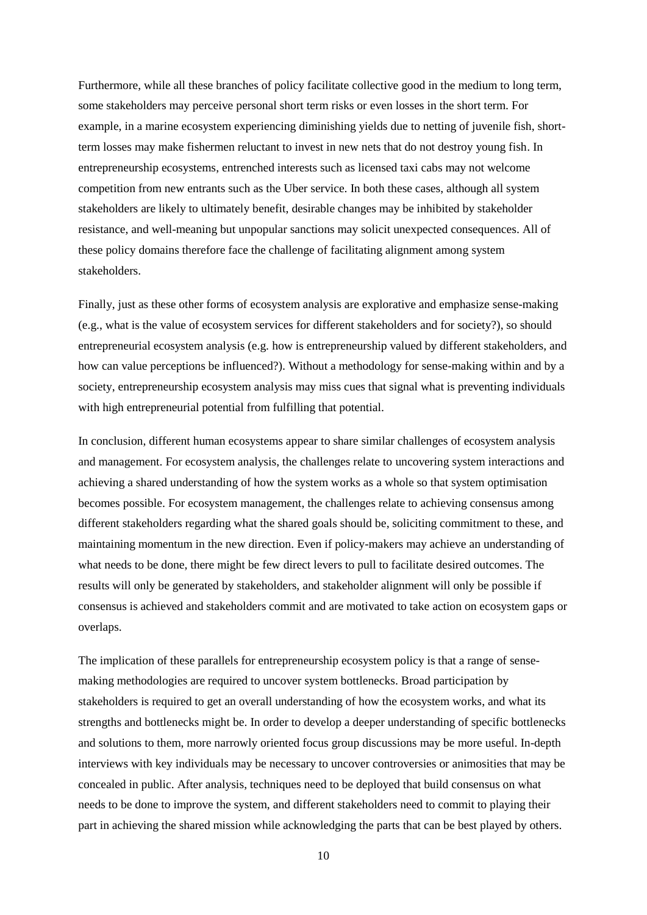Furthermore, while all these branches of policy facilitate collective good in the medium to long term, some stakeholders may perceive personal short term risks or even losses in the short term. For example, in a marine ecosystem experiencing diminishing yields due to netting of juvenile fish, short-term losses may make fishermen reluctant to invest in new nets that do not destroy young fish. In entrepreneurship ecosystems, entrenched interests such as licensed taxi cabs may not welcome competition from new entrants such as the Uber service. In both these cases, although all system stakeholders are likely to ultimately benefit, desirable changes may be inhibited by stakeholder resistance, and well-meaning but unpopular sanctions may solicit unexpected consequences. All of these policy domains therefore face the challenge of facilitating alignment among system stakeholders.

Finally, just as these other forms of ecosystem analysis are explorative and emphasize sense-making (e.g., what is the value of ecosystem services for different stakeholders and for society?), so should entrepreneurial ecosystem analysis (e.g. how is entrepreneurship valued by different stakeholders, and how can value perceptions be influenced?). Without a methodology for sense-making within and by a society, entrepreneurship ecosystem analysis may miss cues that signal what is preventing individuals with high entrepreneurial potential from fulfilling that potential.

In conclusion, different human ecosystems appear to share similar challenges of ecosystem analysis and management. For ecosystem analysis, the challenges relate to uncovering system interactions and achieving a shared understanding of how the system works as a whole so that system optimisation becomes possible. For ecosystem management, the challenges relate to achieving consensus among different stakeholders regarding what the shared goals should be, soliciting commitment to these, and maintaining momentum in the new direction. Even if policy-makers may achieve an understanding of what needs to be done, there might be few direct levers to pull to facilitate desired outcomes. The results will only be generated by stakeholders, and stakeholder alignment will only be possible if consensus is achieved and stakeholders commit and are motivated to take action on ecosystem gaps or overlaps.

The implication of these parallels for entrepreneurship ecosystem policy is that a range of sense-making methodologies are required to uncover system bottlenecks. Broad participation by stakeholders is required to get an overall understanding of how the ecosystem works, and what its strengths and bottlenecks might be. In order to develop a deeper understanding of specific bottlenecks and solutions to them, more narrowly oriented focus group discussions may be more useful. In-depth interviews with key individuals may be necessary to uncover controversies or animosities that may be concealed in public. After analysis, techniques need to be deployed that build consensus on what needs to be done to improve the system, and different stakeholders need to commit to playing their part in achieving the shared mission while acknowledging the parts that can be best played by others.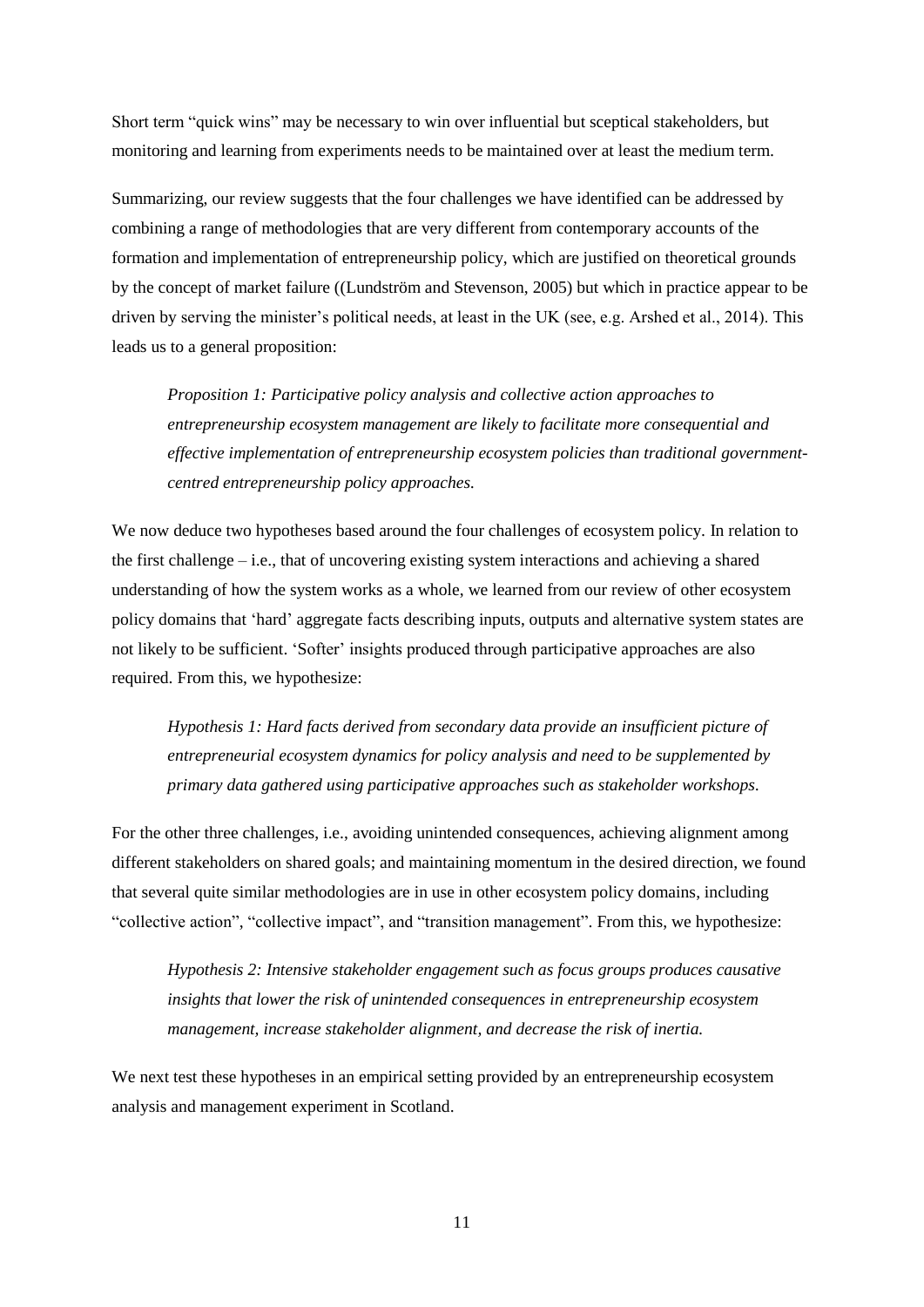Short term "quick wins" may be necessary to win over influential but sceptical stakeholders, but monitoring and learning from experiments needs to be maintained over at least the medium term.

Summarizing, our review suggests that the four challenges we have identified can be addressed by combining a range of methodologies that are very different from contemporary accounts of the formation and implementation of entrepreneurship policy, which are justified on theoretical grounds by the concept of market failure ((Lundström and Stevenson, 2005) but which in practice appear to be driven by serving the minister's political needs, at least in the UK (see, e.g. Arshed et al., 2014). This leads us to a general proposition:

> *Proposition 1: Participative policy analysis and collective action approaches to entrepreneurship ecosystem management are likely to facilitate more consequential and effective implementation of entrepreneurship ecosystem policies than traditional government-centred entrepreneurship policy approaches.*

We now deduce two hypotheses based around the four challenges of ecosystem policy. In relation to the first challenge – i.e., that of uncovering existing system interactions and achieving a shared understanding of how the system works as a whole, we learned from our review of other ecosystem policy domains that 'hard' aggregate facts describing inputs, outputs and alternative system states are not likely to be sufficient. 'Softer' insights produced through participative approaches are also required. From this, we hypothesize:

> *Hypothesis 1: Hard facts derived from secondary data provide an insufficient picture of entrepreneurial ecosystem dynamics for policy analysis and need to be supplemented by primary data gathered using participative approaches such as stakeholder workshops.*

For the other three challenges, i.e., avoiding unintended consequences, achieving alignment among different stakeholders on shared goals; and maintaining momentum in the desired direction, we found that several quite similar methodologies are in use in other ecosystem policy domains, including "collective action", "collective impact", and "transition management". From this, we hypothesize:

> *Hypothesis 2: Intensive stakeholder engagement such as focus groups produces causative insights that lower the risk of unintended consequences in entrepreneurship ecosystem management, increase stakeholder alignment, and decrease the risk of inertia.*

We next test these hypotheses in an empirical setting provided by an entrepreneurship ecosystem analysis and management experiment in Scotland.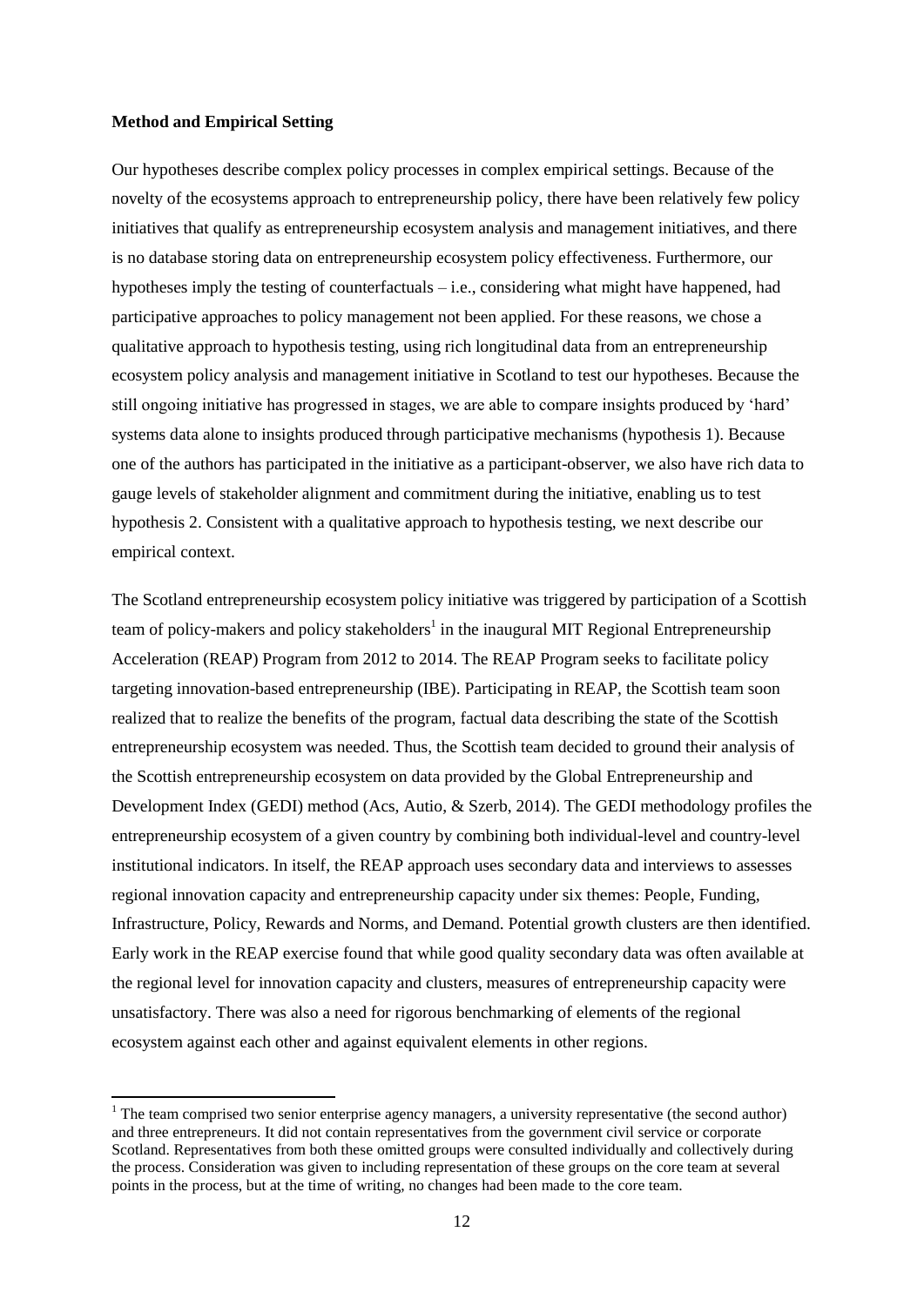**Method and Empirical Setting**

Our hypotheses describe complex policy processes in complex empirical settings. Because of the novelty of the ecosystems approach to entrepreneurship policy, there have been relatively few policy initiatives that qualify as entrepreneurship ecosystem analysis and management initiatives, and there is no database storing data on entrepreneurship ecosystem policy effectiveness. Furthermore, our hypotheses imply the testing of counterfactuals – i.e., considering what might have happened, had participative approaches to policy management not been applied. For these reasons, we chose a qualitative approach to hypothesis testing, using rich longitudinal data from an entrepreneurship ecosystem policy analysis and management initiative in Scotland to test our hypotheses. Because the still ongoing initiative has progressed in stages, we are able to compare insights produced by 'hard' systems data alone to insights produced through participative mechanisms (hypothesis 1). Because one of the authors has participated in the initiative as a participant-observer, we also have rich data to gauge levels of stakeholder alignment and commitment during the initiative, enabling us to test hypothesis 2. Consistent with a qualitative approach to hypothesis testing, we next describe our empirical context.

The Scotland entrepreneurship ecosystem policy initiative was triggered by participation of a Scottish team of policy-makers and policy stakeholders[1] in the inaugural MIT Regional Entrepreneurship Acceleration (REAP) Program from 2012 to 2014. The REAP Program seeks to facilitate policy targeting innovation-based entrepreneurship (IBE). Participating in REAP, the Scottish team soon realized that to realize the benefits of the program, factual data describing the state of the Scottish entrepreneurship ecosystem was needed. Thus, the Scottish team decided to ground their analysis of the Scottish entrepreneurship ecosystem on data provided by the Global Entrepreneurship and Development Index (GEDI) method (Acs, Autio, & Szerb, 2014). The GEDI methodology profiles the entrepreneurship ecosystem of a given country by combining both individual-level and country-level institutional indicators. In itself, the REAP approach uses secondary data and interviews to assesses regional innovation capacity and entrepreneurship capacity under six themes: People, Funding, Infrastructure, Policy, Rewards and Norms, and Demand. Potential growth clusters are then identified. Early work in the REAP exercise found that while good quality secondary data was often available at the regional level for innovation capacity and clusters, measures of entrepreneurship capacity were unsatisfactory. There was also a need for rigorous benchmarking of elements of the regional ecosystem against each other and against equivalent elements in other regions.

[1] The team comprised two senior enterprise agency managers, a university representative (the second author) and three entrepreneurs. It did not contain representatives from the government civil service or corporate Scotland. Representatives from both these omitted groups were consulted individually and collectively during the process. Consideration was given to including representation of these groups on the core team at several points in the process, but at the time of writing, no changes had been made to the core team.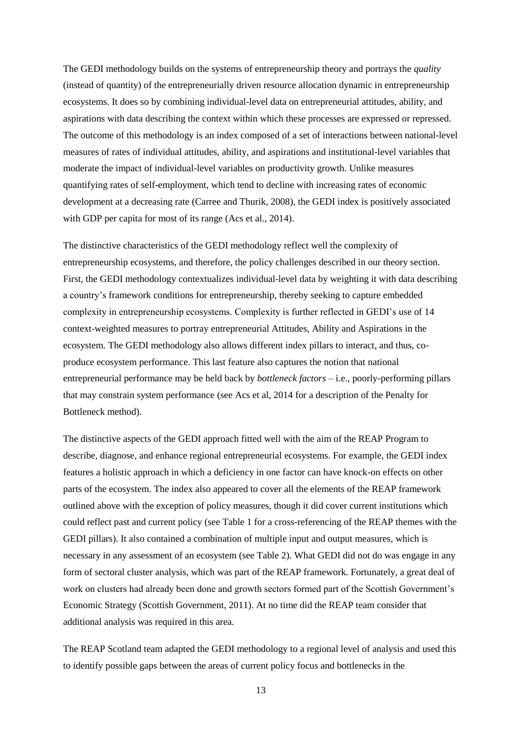The GEDI methodology builds on the systems of entrepreneurship theory and portrays the *quality* (instead of quantity) of the entrepreneurially driven resource allocation dynamic in entrepreneurship ecosystems. It does so by combining individual-level data on entrepreneurial attitudes, ability, and aspirations with data describing the context within which these processes are expressed or repressed. The outcome of this methodology is an index composed of a set of interactions between national-level measures of rates of individual attitudes, ability, and aspirations and institutional-level variables that moderate the impact of individual-level variables on productivity growth. Unlike measures quantifying rates of self-employment, which tend to decline with increasing rates of economic development at a decreasing rate (Carree and Thurik, 2008), the GEDI index is positively associated with GDP per capita for most of its range (Acs et al., 2014).

The distinctive characteristics of the GEDI methodology reflect well the complexity of entrepreneurship ecosystems, and therefore, the policy challenges described in our theory section. First, the GEDI methodology contextualizes individual-level data by weighting it with data describing a country's framework conditions for entrepreneurship, thereby seeking to capture embedded complexity in entrepreneurship ecosystems. Complexity is further reflected in GEDI's use of 14 context-weighted measures to portray entrepreneurial Attitudes, Ability and Aspirations in the ecosystem. The GEDI methodology also allows different index pillars to interact, and thus, co-produce ecosystem performance. This last feature also captures the notion that national entrepreneurial performance may be held back by *bottleneck factors* – i.e., poorly-performing pillars that may constrain system performance (see Acs et al, 2014 for a description of the Penalty for Bottleneck method).

The distinctive aspects of the GEDI approach fitted well with the aim of the REAP Program to describe, diagnose, and enhance regional entrepreneurial ecosystems. For example, the GEDI index features a holistic approach in which a deficiency in one factor can have knock-on effects on other parts of the ecosystem. The index also appeared to cover all the elements of the REAP framework outlined above with the exception of policy measures, though it did cover current institutions which could reflect past and current policy (see Table 1 for a cross-referencing of the REAP themes with the GEDI pillars). It also contained a combination of multiple input and output measures, which is necessary in any assessment of an ecosystem (see Table 2). What GEDI did not do was engage in any form of sectoral cluster analysis, which was part of the REAP framework. Fortunately, a great deal of work on clusters had already been done and growth sectors formed part of the Scottish Government's Economic Strategy (Scottish Government, 2011). At no time did the REAP team consider that additional analysis was required in this area.

The REAP Scotland team adapted the GEDI methodology to a regional level of analysis and used this to identify possible gaps between the areas of current policy focus and bottlenecks in the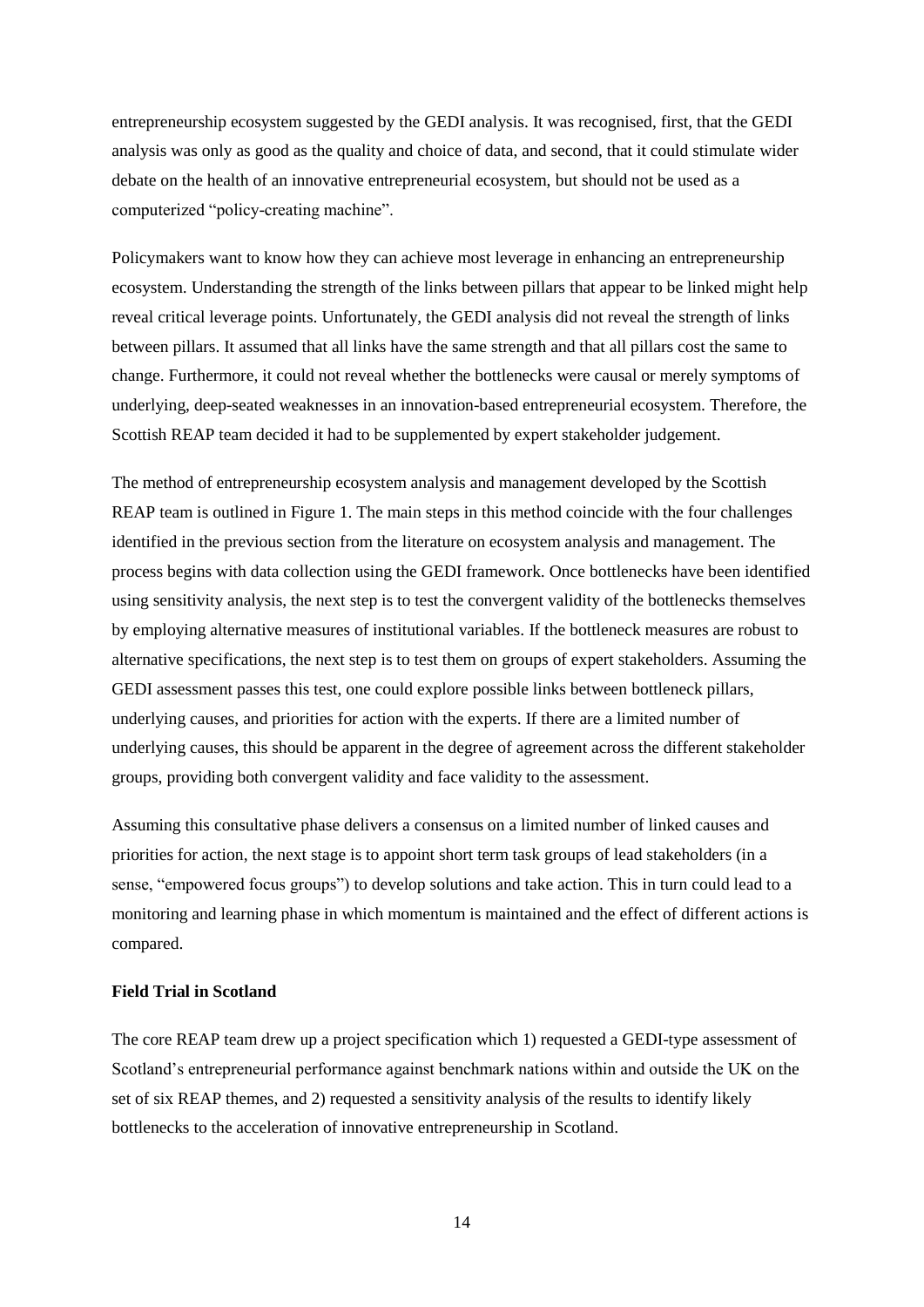entrepreneurship ecosystem suggested by the GEDI analysis. It was recognised, first, that the GEDI analysis was only as good as the quality and choice of data, and second, that it could stimulate wider debate on the health of an innovative entrepreneurial ecosystem, but should not be used as a computerized "policy-creating machine".

Policymakers want to know how they can achieve most leverage in enhancing an entrepreneurship ecosystem. Understanding the strength of the links between pillars that appear to be linked might help reveal critical leverage points. Unfortunately, the GEDI analysis did not reveal the strength of links between pillars. It assumed that all links have the same strength and that all pillars cost the same to change. Furthermore, it could not reveal whether the bottlenecks were causal or merely symptoms of underlying, deep-seated weaknesses in an innovation-based entrepreneurial ecosystem. Therefore, the Scottish REAP team decided it had to be supplemented by expert stakeholder judgement.

The method of entrepreneurship ecosystem analysis and management developed by the Scottish REAP team is outlined in Figure 1. The main steps in this method coincide with the four challenges identified in the previous section from the literature on ecosystem analysis and management. The process begins with data collection using the GEDI framework. Once bottlenecks have been identified using sensitivity analysis, the next step is to test the convergent validity of the bottlenecks themselves by employing alternative measures of institutional variables. If the bottleneck measures are robust to alternative specifications, the next step is to test them on groups of expert stakeholders. Assuming the GEDI assessment passes this test, one could explore possible links between bottleneck pillars, underlying causes, and priorities for action with the experts. If there are a limited number of underlying causes, this should be apparent in the degree of agreement across the different stakeholder groups, providing both convergent validity and face validity to the assessment.

Assuming this consultative phase delivers a consensus on a limited number of linked causes and priorities for action, the next stage is to appoint short term task groups of lead stakeholders (in a sense, "empowered focus groups") to develop solutions and take action. This in turn could lead to a monitoring and learning phase in which momentum is maintained and the effect of different actions is compared.

**Field Trial in Scotland**

The core REAP team drew up a project specification which 1) requested a GEDI-type assessment of Scotland's entrepreneurial performance against benchmark nations within and outside the UK on the set of six REAP themes, and 2) requested a sensitivity analysis of the results to identify likely bottlenecks to the acceleration of innovative entrepreneurship in Scotland.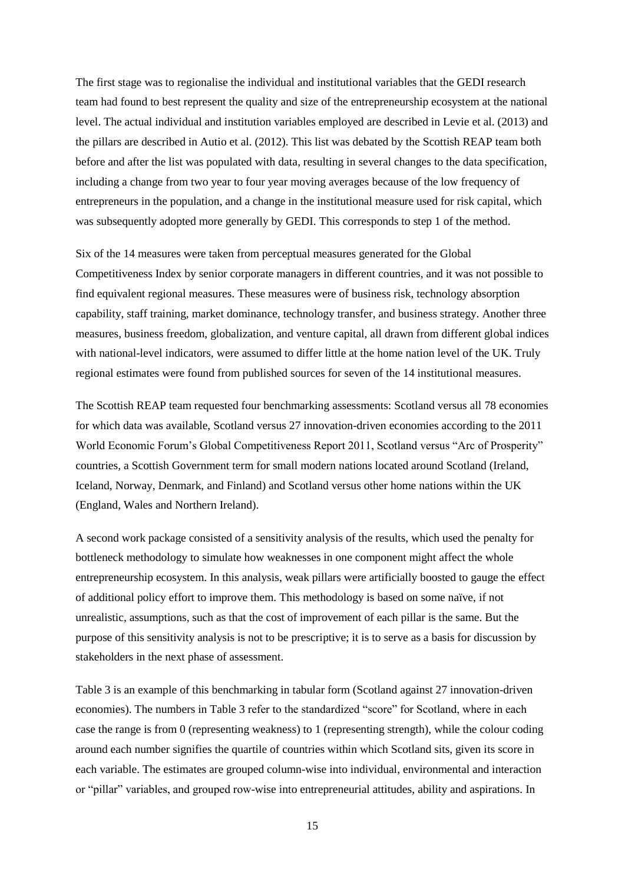The first stage was to regionalise the individual and institutional variables that the GEDI research team had found to best represent the quality and size of the entrepreneurship ecosystem at the national level. The actual individual and institution variables employed are described in Levie et al. (2013) and the pillars are described in Autio et al. (2012). This list was debated by the Scottish REAP team both before and after the list was populated with data, resulting in several changes to the data specification, including a change from two year to four year moving averages because of the low frequency of entrepreneurs in the population, and a change in the institutional measure used for risk capital, which was subsequently adopted more generally by GEDI. This corresponds to step 1 of the method.

Six of the 14 measures were taken from perceptual measures generated for the Global Competitiveness Index by senior corporate managers in different countries, and it was not possible to find equivalent regional measures. These measures were of business risk, technology absorption capability, staff training, market dominance, technology transfer, and business strategy. Another three measures, business freedom, globalization, and venture capital, all drawn from different global indices with national-level indicators, were assumed to differ little at the home nation level of the UK. Truly regional estimates were found from published sources for seven of the 14 institutional measures.

The Scottish REAP team requested four benchmarking assessments: Scotland versus all 78 economies for which data was available, Scotland versus 27 innovation-driven economies according to the 2011 World Economic Forum's Global Competitiveness Report 2011, Scotland versus "Arc of Prosperity" countries, a Scottish Government term for small modern nations located around Scotland (Ireland, Iceland, Norway, Denmark, and Finland) and Scotland versus other home nations within the UK (England, Wales and Northern Ireland).

A second work package consisted of a sensitivity analysis of the results, which used the penalty for bottleneck methodology to simulate how weaknesses in one component might affect the whole entrepreneurship ecosystem. In this analysis, weak pillars were artificially boosted to gauge the effect of additional policy effort to improve them. This methodology is based on some naïve, if not unrealistic, assumptions, such as that the cost of improvement of each pillar is the same. But the purpose of this sensitivity analysis is not to be prescriptive; it is to serve as a basis for discussion by stakeholders in the next phase of assessment.

Table 3 is an example of this benchmarking in tabular form (Scotland against 27 innovation-driven economies). The numbers in Table 3 refer to the standardized "score" for Scotland, where in each case the range is from 0 (representing weakness) to 1 (representing strength), while the colour coding around each number signifies the quartile of countries within which Scotland sits, given its score in each variable. The estimates are grouped column-wise into individual, environmental and interaction or "pillar" variables, and grouped row-wise into entrepreneurial attitudes, ability and aspirations. In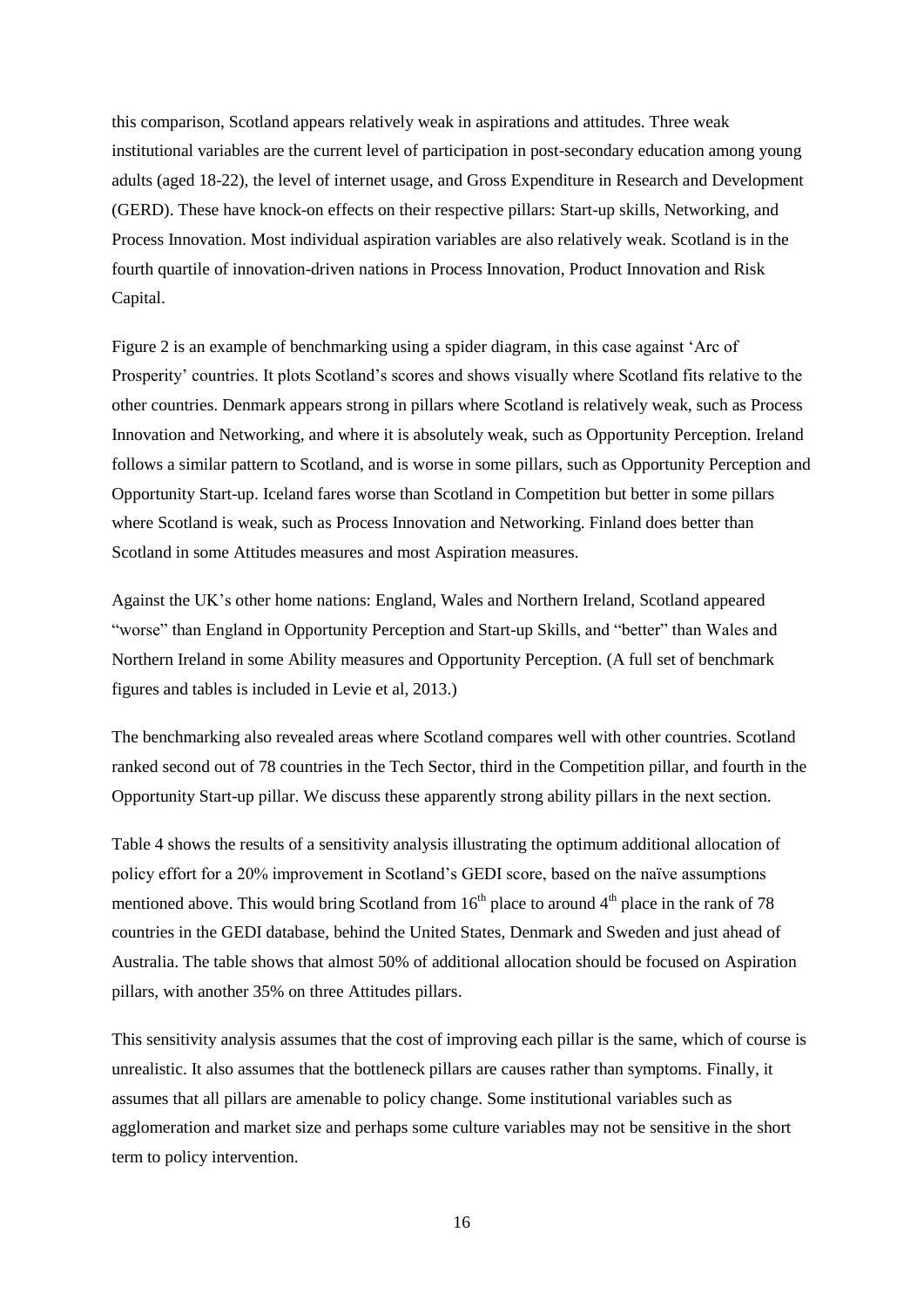this comparison, Scotland appears relatively weak in aspirations and attitudes. Three weak institutional variables are the current level of participation in post-secondary education among young adults (aged 18-22), the level of internet usage, and Gross Expenditure in Research and Development (GERD). These have knock-on effects on their respective pillars: Start-up skills, Networking, and Process Innovation. Most individual aspiration variables are also relatively weak. Scotland is in the fourth quartile of innovation-driven nations in Process Innovation, Product Innovation and Risk Capital.

Figure 2 is an example of benchmarking using a spider diagram, in this case against 'Arc of Prosperity' countries. It plots Scotland's scores and shows visually where Scotland fits relative to the other countries. Denmark appears strong in pillars where Scotland is relatively weak, such as Process Innovation and Networking, and where it is absolutely weak, such as Opportunity Perception. Ireland follows a similar pattern to Scotland, and is worse in some pillars, such as Opportunity Perception and Opportunity Start-up. Iceland fares worse than Scotland in Competition but better in some pillars where Scotland is weak, such as Process Innovation and Networking. Finland does better than Scotland in some Attitudes measures and most Aspiration measures.

Against the UK's other home nations: England, Wales and Northern Ireland, Scotland appeared "worse" than England in Opportunity Perception and Start-up Skills, and "better" than Wales and Northern Ireland in some Ability measures and Opportunity Perception. (A full set of benchmark figures and tables is included in Levie et al, 2013.)

The benchmarking also revealed areas where Scotland compares well with other countries. Scotland ranked second out of 78 countries in the Tech Sector, third in the Competition pillar, and fourth in the Opportunity Start-up pillar. We discuss these apparently strong ability pillars in the next section.

Table 4 shows the results of a sensitivity analysis illustrating the optimum additional allocation of policy effort for a 20% improvement in Scotland's GEDI score, based on the naïve assumptions mentioned above. This would bring Scotland from 16th place to around 4th place in the rank of 78 countries in the GEDI database, behind the United States, Denmark and Sweden and just ahead of Australia. The table shows that almost 50% of additional allocation should be focused on Aspiration pillars, with another 35% on three Attitudes pillars.

This sensitivity analysis assumes that the cost of improving each pillar is the same, which of course is unrealistic. It also assumes that the bottleneck pillars are causes rather than symptoms. Finally, it assumes that all pillars are amenable to policy change. Some institutional variables such as agglomeration and market size and perhaps some culture variables may not be sensitive in the short term to policy intervention.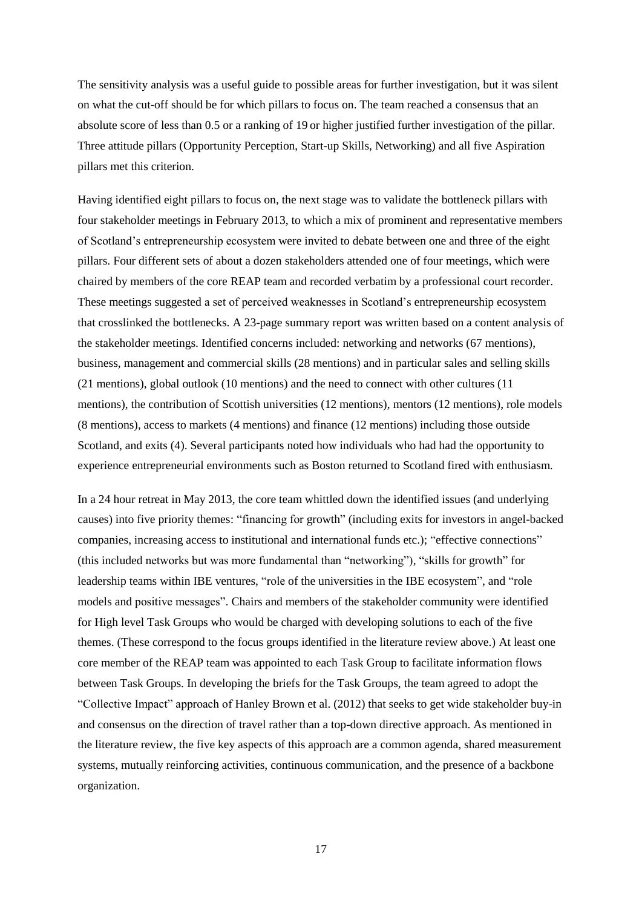The sensitivity analysis was a useful guide to possible areas for further investigation, but it was silent on what the cut-off should be for which pillars to focus on. The team reached a consensus that an absolute score of less than 0.5 or a ranking of 19 or higher justified further investigation of the pillar. Three attitude pillars (Opportunity Perception, Start-up Skills, Networking) and all five Aspiration pillars met this criterion.

Having identified eight pillars to focus on, the next stage was to validate the bottleneck pillars with four stakeholder meetings in February 2013, to which a mix of prominent and representative members of Scotland's entrepreneurship ecosystem were invited to debate between one and three of the eight pillars. Four different sets of about a dozen stakeholders attended one of four meetings, which were chaired by members of the core REAP team and recorded verbatim by a professional court recorder. These meetings suggested a set of perceived weaknesses in Scotland's entrepreneurship ecosystem that crosslinked the bottlenecks. A 23-page summary report was written based on a content analysis of the stakeholder meetings. Identified concerns included: networking and networks (67 mentions), business, management and commercial skills (28 mentions) and in particular sales and selling skills (21 mentions), global outlook (10 mentions) and the need to connect with other cultures (11 mentions), the contribution of Scottish universities (12 mentions), mentors (12 mentions), role models (8 mentions), access to markets (4 mentions) and finance (12 mentions) including those outside Scotland, and exits (4). Several participants noted how individuals who had had the opportunity to experience entrepreneurial environments such as Boston returned to Scotland fired with enthusiasm.

In a 24 hour retreat in May 2013, the core team whittled down the identified issues (and underlying causes) into five priority themes: "financing for growth" (including exits for investors in angel-backed companies, increasing access to institutional and international funds etc.); "effective connections" (this included networks but was more fundamental than "networking"), "skills for growth" for leadership teams within IBE ventures, "role of the universities in the IBE ecosystem", and "role models and positive messages". Chairs and members of the stakeholder community were identified for High level Task Groups who would be charged with developing solutions to each of the five themes. (These correspond to the focus groups identified in the literature review above.) At least one core member of the REAP team was appointed to each Task Group to facilitate information flows between Task Groups. In developing the briefs for the Task Groups, the team agreed to adopt the "Collective Impact" approach of Hanley Brown et al. (2012) that seeks to get wide stakeholder buy-in and consensus on the direction of travel rather than a top-down directive approach. As mentioned in the literature review, the five key aspects of this approach are a common agenda, shared measurement systems, mutually reinforcing activities, continuous communication, and the presence of a backbone organization.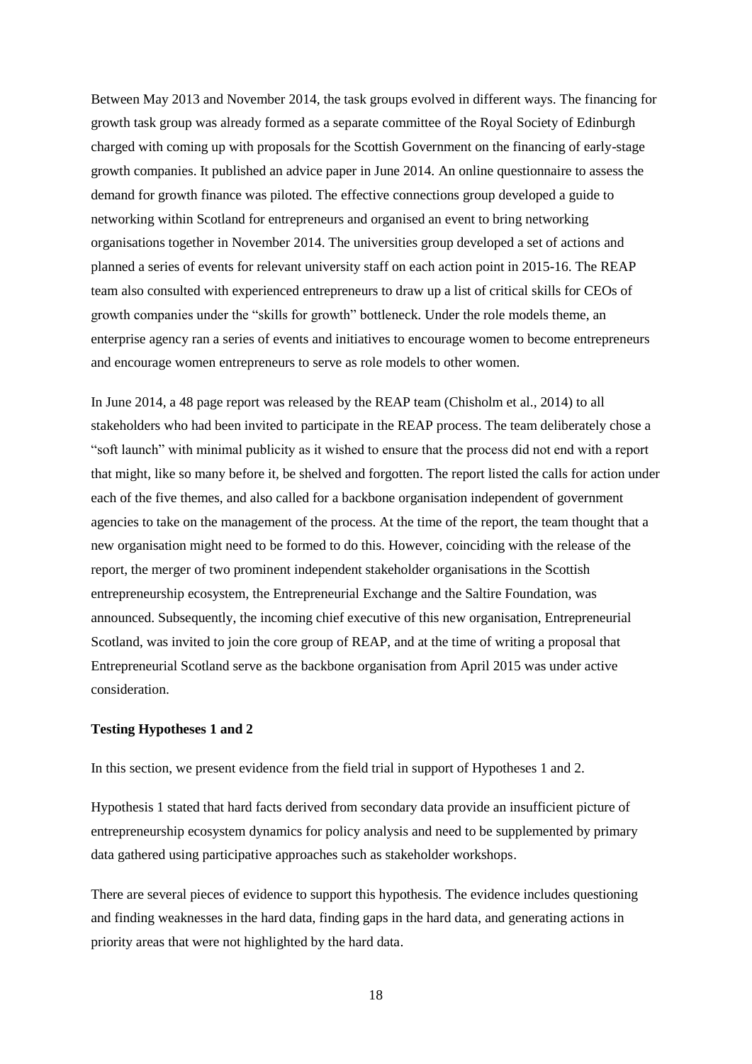Between May 2013 and November 2014, the task groups evolved in different ways. The financing for growth task group was already formed as a separate committee of the Royal Society of Edinburgh charged with coming up with proposals for the Scottish Government on the financing of early-stage growth companies. It published an advice paper in June 2014. An online questionnaire to assess the demand for growth finance was piloted. The effective connections group developed a guide to networking within Scotland for entrepreneurs and organised an event to bring networking organisations together in November 2014. The universities group developed a set of actions and planned a series of events for relevant university staff on each action point in 2015-16. The REAP team also consulted with experienced entrepreneurs to draw up a list of critical skills for CEOs of growth companies under the "skills for growth" bottleneck. Under the role models theme, an enterprise agency ran a series of events and initiatives to encourage women to become entrepreneurs and encourage women entrepreneurs to serve as role models to other women.

In June 2014, a 48 page report was released by the REAP team (Chisholm et al., 2014) to all stakeholders who had been invited to participate in the REAP process. The team deliberately chose a "soft launch" with minimal publicity as it wished to ensure that the process did not end with a report that might, like so many before it, be shelved and forgotten. The report listed the calls for action under each of the five themes, and also called for a backbone organisation independent of government agencies to take on the management of the process. At the time of the report, the team thought that a new organisation might need to be formed to do this. However, coinciding with the release of the report, the merger of two prominent independent stakeholder organisations in the Scottish entrepreneurship ecosystem, the Entrepreneurial Exchange and the Saltire Foundation, was announced. Subsequently, the incoming chief executive of this new organisation, Entrepreneurial Scotland, was invited to join the core group of REAP, and at the time of writing a proposal that Entrepreneurial Scotland serve as the backbone organisation from April 2015 was under active consideration.

**Testing Hypotheses 1 and 2**

In this section, we present evidence from the field trial in support of Hypotheses 1 and 2.

Hypothesis 1 stated that hard facts derived from secondary data provide an insufficient picture of entrepreneurship ecosystem dynamics for policy analysis and need to be supplemented by primary data gathered using participative approaches such as stakeholder workshops.

There are several pieces of evidence to support this hypothesis. The evidence includes questioning and finding weaknesses in the hard data, finding gaps in the hard data, and generating actions in priority areas that were not highlighted by the hard data.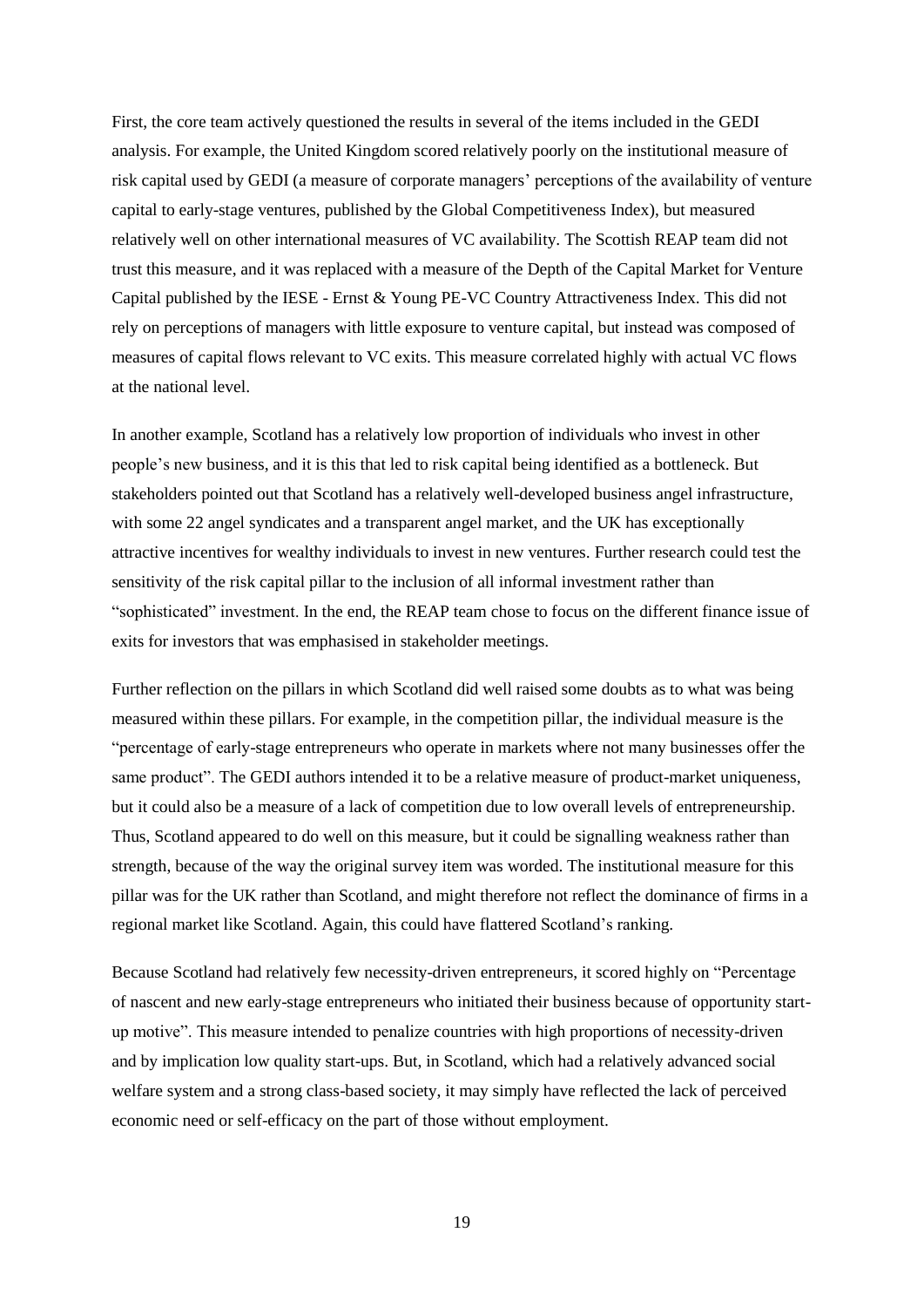First, the core team actively questioned the results in several of the items included in the GEDI analysis. For example, the United Kingdom scored relatively poorly on the institutional measure of risk capital used by GEDI (a measure of corporate managers' perceptions of the availability of venture capital to early-stage ventures, published by the Global Competitiveness Index), but measured relatively well on other international measures of VC availability. The Scottish REAP team did not trust this measure, and it was replaced with a measure of the Depth of the Capital Market for Venture Capital published by the IESE - Ernst & Young PE-VC Country Attractiveness Index. This did not rely on perceptions of managers with little exposure to venture capital, but instead was composed of measures of capital flows relevant to VC exits. This measure correlated highly with actual VC flows at the national level.

In another example, Scotland has a relatively low proportion of individuals who invest in other people's new business, and it is this that led to risk capital being identified as a bottleneck. But stakeholders pointed out that Scotland has a relatively well-developed business angel infrastructure, with some 22 angel syndicates and a transparent angel market, and the UK has exceptionally attractive incentives for wealthy individuals to invest in new ventures. Further research could test the sensitivity of the risk capital pillar to the inclusion of all informal investment rather than "sophisticated" investment. In the end, the REAP team chose to focus on the different finance issue of exits for investors that was emphasised in stakeholder meetings.

Further reflection on the pillars in which Scotland did well raised some doubts as to what was being measured within these pillars. For example, in the competition pillar, the individual measure is the "percentage of early-stage entrepreneurs who operate in markets where not many businesses offer the same product". The GEDI authors intended it to be a relative measure of product-market uniqueness, but it could also be a measure of a lack of competition due to low overall levels of entrepreneurship. Thus, Scotland appeared to do well on this measure, but it could be signalling weakness rather than strength, because of the way the original survey item was worded. The institutional measure for this pillar was for the UK rather than Scotland, and might therefore not reflect the dominance of firms in a regional market like Scotland. Again, this could have flattered Scotland's ranking.

Because Scotland had relatively few necessity-driven entrepreneurs, it scored highly on "Percentage of nascent and new early-stage entrepreneurs who initiated their business because of opportunity start-up motive". This measure intended to penalize countries with high proportions of necessity-driven and by implication low quality start-ups. But, in Scotland, which had a relatively advanced social welfare system and a strong class-based society, it may simply have reflected the lack of perceived economic need or self-efficacy on the part of those without employment.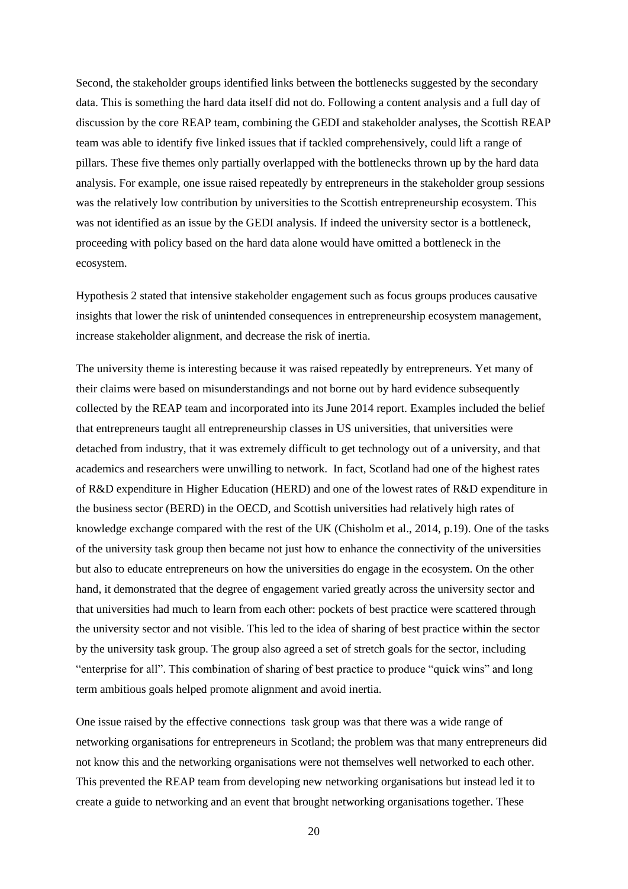Second, the stakeholder groups identified links between the bottlenecks suggested by the secondary data. This is something the hard data itself did not do. Following a content analysis and a full day of discussion by the core REAP team, combining the GEDI and stakeholder analyses, the Scottish REAP team was able to identify five linked issues that if tackled comprehensively, could lift a range of pillars. These five themes only partially overlapped with the bottlenecks thrown up by the hard data analysis. For example, one issue raised repeatedly by entrepreneurs in the stakeholder group sessions was the relatively low contribution by universities to the Scottish entrepreneurship ecosystem. This was not identified as an issue by the GEDI analysis. If indeed the university sector is a bottleneck, proceeding with policy based on the hard data alone would have omitted a bottleneck in the ecosystem.

Hypothesis 2 stated that intensive stakeholder engagement such as focus groups produces causative insights that lower the risk of unintended consequences in entrepreneurship ecosystem management, increase stakeholder alignment, and decrease the risk of inertia.

The university theme is interesting because it was raised repeatedly by entrepreneurs. Yet many of their claims were based on misunderstandings and not borne out by hard evidence subsequently collected by the REAP team and incorporated into its June 2014 report. Examples included the belief that entrepreneurs taught all entrepreneurship classes in US universities, that universities were detached from industry, that it was extremely difficult to get technology out of a university, and that academics and researchers were unwilling to network. In fact, Scotland had one of the highest rates of R&D expenditure in Higher Education (HERD) and one of the lowest rates of R&D expenditure in the business sector (BERD) in the OECD, and Scottish universities had relatively high rates of knowledge exchange compared with the rest of the UK (Chisholm et al., 2014, p.19). One of the tasks of the university task group then became not just how to enhance the connectivity of the universities but also to educate entrepreneurs on how the universities do engage in the ecosystem. On the other hand, it demonstrated that the degree of engagement varied greatly across the university sector and that universities had much to learn from each other: pockets of best practice were scattered through the university sector and not visible. This led to the idea of sharing of best practice within the sector by the university task group. The group also agreed a set of stretch goals for the sector, including "enterprise for all". This combination of sharing of best practice to produce "quick wins" and long term ambitious goals helped promote alignment and avoid inertia.

One issue raised by the effective connections task group was that there was a wide range of networking organisations for entrepreneurs in Scotland; the problem was that many entrepreneurs did not know this and the networking organisations were not themselves well networked to each other. This prevented the REAP team from developing new networking organisations but instead led it to create a guide to networking and an event that brought networking organisations together. These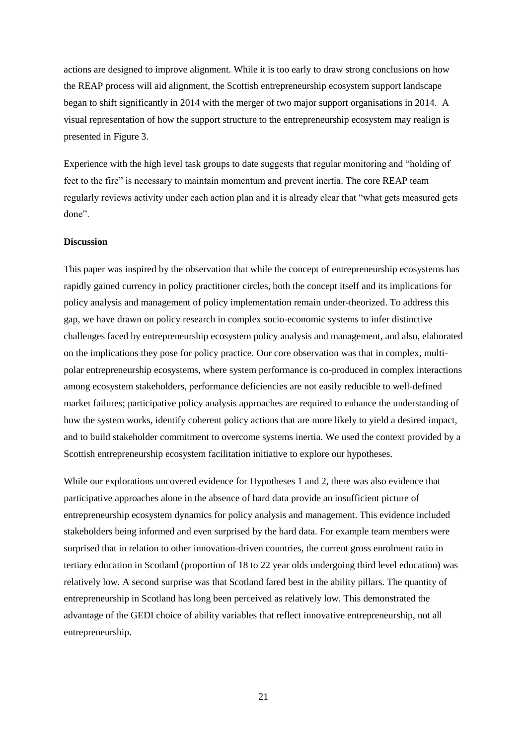actions are designed to improve alignment. While it is too early to draw strong conclusions on how the REAP process will aid alignment, the Scottish entrepreneurship ecosystem support landscape began to shift significantly in 2014 with the merger of two major support organisations in 2014. A visual representation of how the support structure to the entrepreneurship ecosystem may realign is presented in Figure 3.

Experience with the high level task groups to date suggests that regular monitoring and "holding of feet to the fire" is necessary to maintain momentum and prevent inertia. The core REAP team regularly reviews activity under each action plan and it is already clear that "what gets measured gets done".

**Discussion**

This paper was inspired by the observation that while the concept of entrepreneurship ecosystems has rapidly gained currency in policy practitioner circles, both the concept itself and its implications for policy analysis and management of policy implementation remain under-theorized. To address this gap, we have drawn on policy research in complex socio-economic systems to infer distinctive challenges faced by entrepreneurship ecosystem policy analysis and management, and also, elaborated on the implications they pose for policy practice. Our core observation was that in complex, multi-polar entrepreneurship ecosystems, where system performance is co-produced in complex interactions among ecosystem stakeholders, performance deficiencies are not easily reducible to well-defined market failures; participative policy analysis approaches are required to enhance the understanding of how the system works, identify coherent policy actions that are more likely to yield a desired impact, and to build stakeholder commitment to overcome systems inertia. We used the context provided by a Scottish entrepreneurship ecosystem facilitation initiative to explore our hypotheses.

While our explorations uncovered evidence for Hypotheses 1 and 2, there was also evidence that participative approaches alone in the absence of hard data provide an insufficient picture of entrepreneurship ecosystem dynamics for policy analysis and management. This evidence included stakeholders being informed and even surprised by the hard data. For example team members were surprised that in relation to other innovation-driven countries, the current gross enrolment ratio in tertiary education in Scotland (proportion of 18 to 22 year olds undergoing third level education) was relatively low. A second surprise was that Scotland fared best in the ability pillars. The quantity of entrepreneurship in Scotland has long been perceived as relatively low. This demonstrated the advantage of the GEDI choice of ability variables that reflect innovative entrepreneurship, not all entrepreneurship.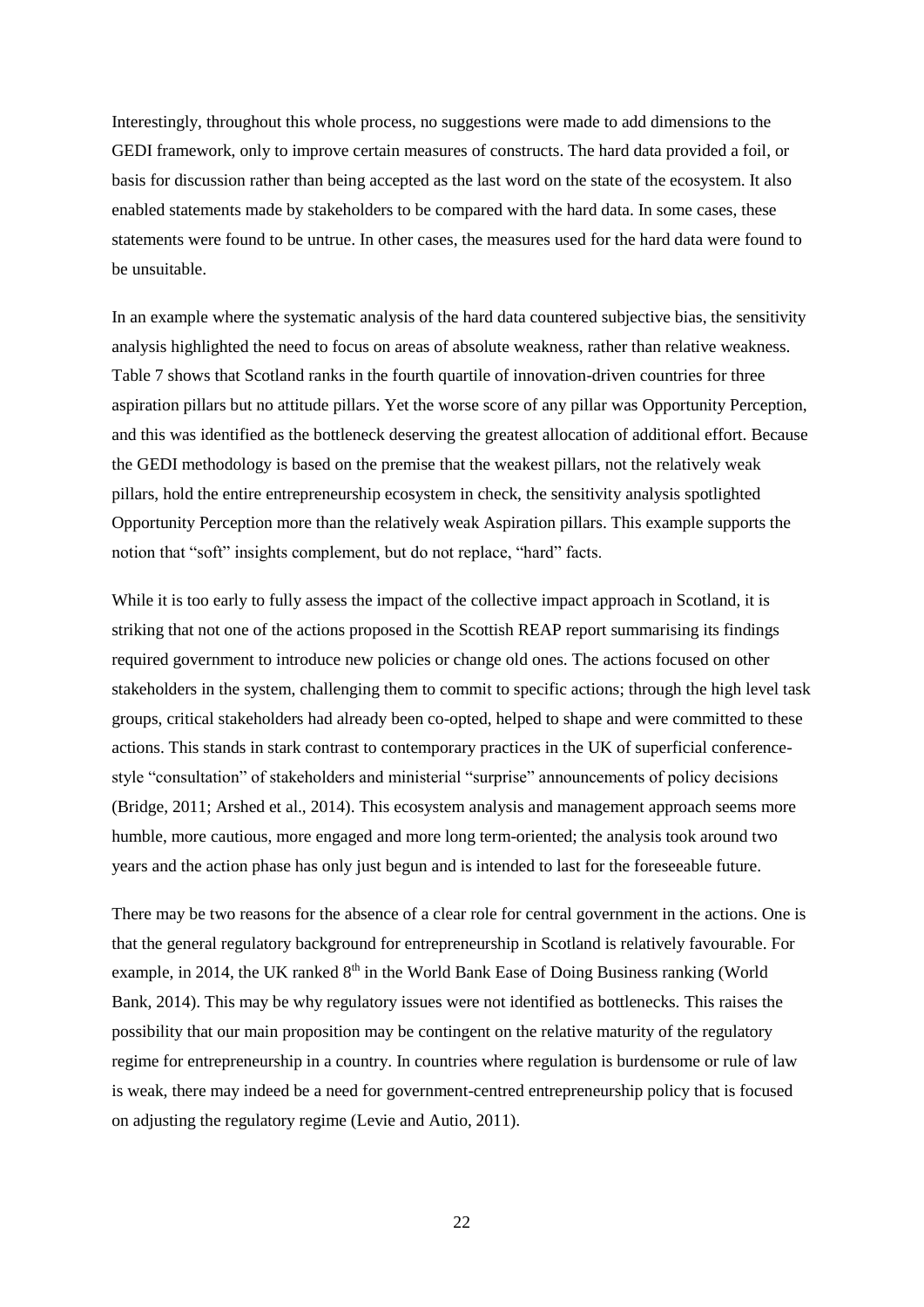Interestingly, throughout this whole process, no suggestions were made to add dimensions to the GEDI framework, only to improve certain measures of constructs. The hard data provided a foil, or basis for discussion rather than being accepted as the last word on the state of the ecosystem. It also enabled statements made by stakeholders to be compared with the hard data. In some cases, these statements were found to be untrue. In other cases, the measures used for the hard data were found to be unsuitable.

In an example where the systematic analysis of the hard data countered subjective bias, the sensitivity analysis highlighted the need to focus on areas of absolute weakness, rather than relative weakness. Table 7 shows that Scotland ranks in the fourth quartile of innovation-driven countries for three aspiration pillars but no attitude pillars. Yet the worse score of any pillar was Opportunity Perception, and this was identified as the bottleneck deserving the greatest allocation of additional effort. Because the GEDI methodology is based on the premise that the weakest pillars, not the relatively weak pillars, hold the entire entrepreneurship ecosystem in check, the sensitivity analysis spotlighted Opportunity Perception more than the relatively weak Aspiration pillars. This example supports the notion that "soft" insights complement, but do not replace, "hard" facts.

While it is too early to fully assess the impact of the collective impact approach in Scotland, it is striking that not one of the actions proposed in the Scottish REAP report summarising its findings required government to introduce new policies or change old ones. The actions focused on other stakeholders in the system, challenging them to commit to specific actions; through the high level task groups, critical stakeholders had already been co-opted, helped to shape and were committed to these actions. This stands in stark contrast to contemporary practices in the UK of superficial conference-style "consultation" of stakeholders and ministerial "surprise" announcements of policy decisions (Bridge, 2011; Arshed et al., 2014). This ecosystem analysis and management approach seems more humble, more cautious, more engaged and more long term-oriented; the analysis took around two years and the action phase has only just begun and is intended to last for the foreseeable future.

There may be two reasons for the absence of a clear role for central government in the actions. One is that the general regulatory background for entrepreneurship in Scotland is relatively favourable. For example, in 2014, the UK ranked 8th in the World Bank Ease of Doing Business ranking (World Bank, 2014). This may be why regulatory issues were not identified as bottlenecks. This raises the possibility that our main proposition may be contingent on the relative maturity of the regulatory regime for entrepreneurship in a country. In countries where regulation is burdensome or rule of law is weak, there may indeed be a need for government-centred entrepreneurship policy that is focused on adjusting the regulatory regime (Levie and Autio, 2011).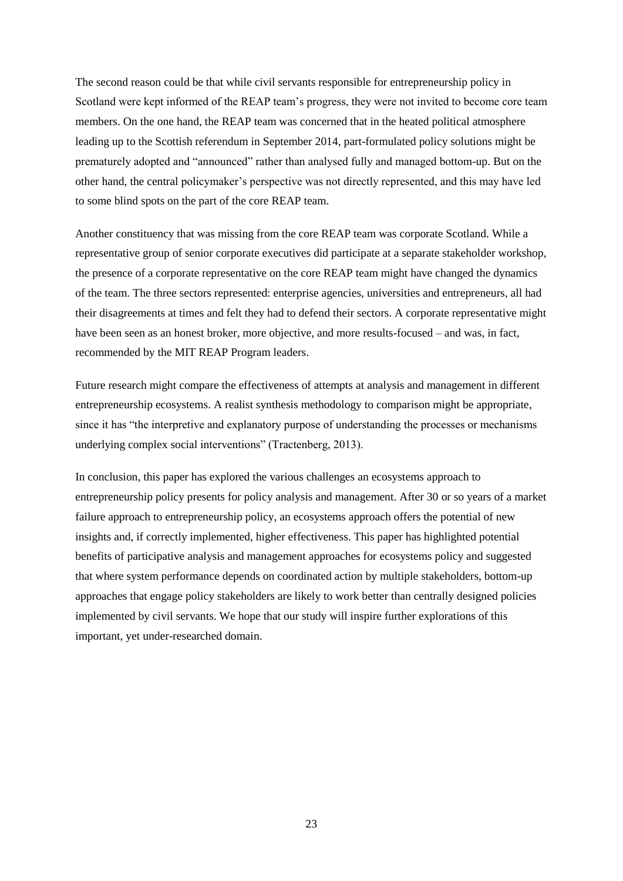The second reason could be that while civil servants responsible for entrepreneurship policy in Scotland were kept informed of the REAP team's progress, they were not invited to become core team members. On the one hand, the REAP team was concerned that in the heated political atmosphere leading up to the Scottish referendum in September 2014, part-formulated policy solutions might be prematurely adopted and "announced" rather than analysed fully and managed bottom-up. But on the other hand, the central policymaker's perspective was not directly represented, and this may have led to some blind spots on the part of the core REAP team.

Another constituency that was missing from the core REAP team was corporate Scotland. While a representative group of senior corporate executives did participate at a separate stakeholder workshop, the presence of a corporate representative on the core REAP team might have changed the dynamics of the team. The three sectors represented: enterprise agencies, universities and entrepreneurs, all had their disagreements at times and felt they had to defend their sectors. A corporate representative might have been seen as an honest broker, more objective, and more results-focused – and was, in fact, recommended by the MIT REAP Program leaders.

Future research might compare the effectiveness of attempts at analysis and management in different entrepreneurship ecosystems. A realist synthesis methodology to comparison might be appropriate, since it has "the interpretive and explanatory purpose of understanding the processes or mechanisms underlying complex social interventions" (Tractenberg, 2013).

In conclusion, this paper has explored the various challenges an ecosystems approach to entrepreneurship policy presents for policy analysis and management. After 30 or so years of a market failure approach to entrepreneurship policy, an ecosystems approach offers the potential of new insights and, if correctly implemented, higher effectiveness. This paper has highlighted potential benefits of participative analysis and management approaches for ecosystems policy and suggested that where system performance depends on coordinated action by multiple stakeholders, bottom-up approaches that engage policy stakeholders are likely to work better than centrally designed policies implemented by civil servants. We hope that our study will inspire further explorations of this important, yet under-researched domain.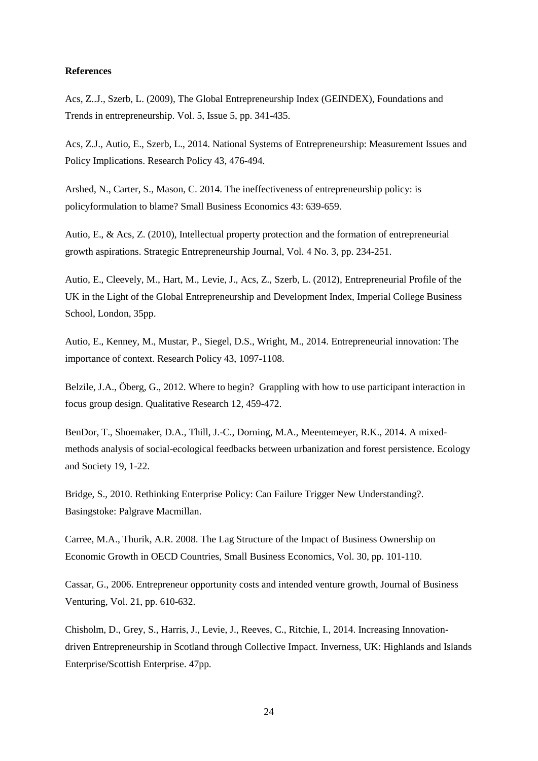**References**

Acs, Z..J., Szerb, L. (2009), The Global Entrepreneurship Index (GEINDEX), Foundations and Trends in entrepreneurship. Vol. 5, Issue 5, pp. 341-435.

Acs, Z.J., Autio, E., Szerb, L., 2014. National Systems of Entrepreneurship: Measurement Issues and Policy Implications. Research Policy 43, 476-494.

Arshed, N., Carter, S., Mason, C. 2014. The ineffectiveness of entrepreneurship policy: is policyformulation to blame? Small Business Economics 43: 639-659.

Autio, E., & Acs, Z. (2010), Intellectual property protection and the formation of entrepreneurial growth aspirations. Strategic Entrepreneurship Journal, Vol. 4 No. 3, pp. 234-251.

Autio, E., Cleevely, M., Hart, M., Levie, J., Acs, Z., Szerb, L. (2012), Entrepreneurial Profile of the UK in the Light of the Global Entrepreneurship and Development Index, Imperial College Business School, London, 35pp.

Autio, E., Kenney, M., Mustar, P., Siegel, D.S., Wright, M., 2014. Entrepreneurial innovation: The importance of context. Research Policy 43, 1097-1108.

Belzile, J.A., Öberg, G., 2012. Where to begin? Grappling with how to use participant interaction in focus group design. Qualitative Research 12, 459-472.

BenDor, T., Shoemaker, D.A., Thill, J.-C., Dorning, M.A., Meentemeyer, R.K., 2014. A mixed-methods analysis of social-ecological feedbacks between urbanization and forest persistence. Ecology and Society 19, 1-22.

Bridge, S., 2010. Rethinking Enterprise Policy: Can Failure Trigger New Understanding?. Basingstoke: Palgrave Macmillan.

Carree, M.A., Thurik, A.R. 2008. The Lag Structure of the Impact of Business Ownership on Economic Growth in OECD Countries, Small Business Economics, Vol. 30, pp. 101-110.

Cassar, G., 2006. Entrepreneur opportunity costs and intended venture growth, Journal of Business Venturing, Vol. 21, pp. 610-632.

Chisholm, D., Grey, S., Harris, J., Levie, J., Reeves, C., Ritchie, I., 2014. Increasing Innovation-driven Entrepreneurship in Scotland through Collective Impact. Inverness, UK: Highlands and Islands Enterprise/Scottish Enterprise. 47pp.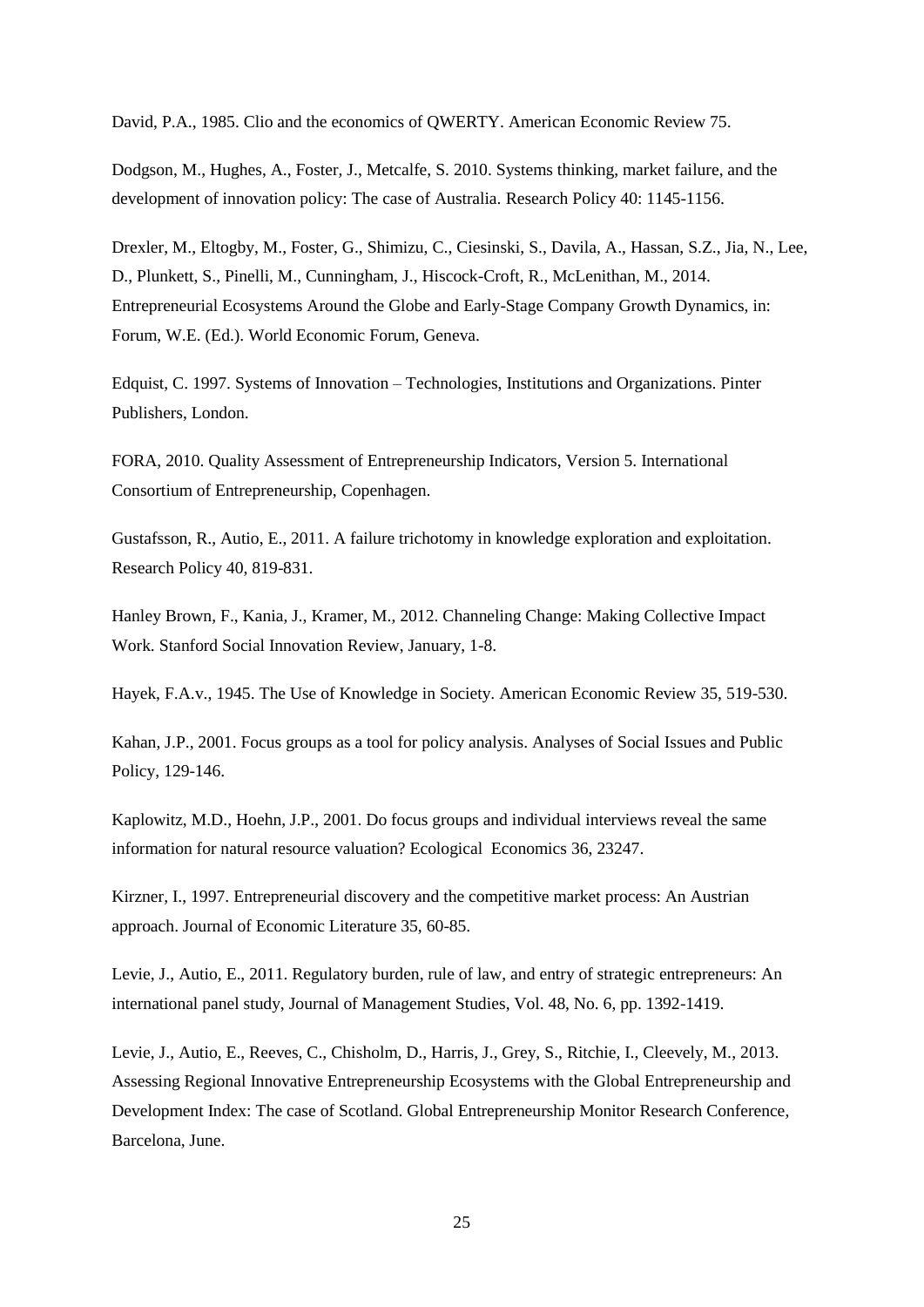David, P.A., 1985. Clio and the economics of QWERTY. American Economic Review 75.

Dodgson, M., Hughes, A., Foster, J., Metcalfe, S. 2010. Systems thinking, market failure, and the development of innovation policy: The case of Australia. Research Policy 40: 1145-1156.

Drexler, M., Eltogby, M., Foster, G., Shimizu, C., Ciesinski, S., Davila, A., Hassan, S.Z., Jia, N., Lee, D., Plunkett, S., Pinelli, M., Cunningham, J., Hiscock-Croft, R., McLenithan, M., 2014. Entrepreneurial Ecosystems Around the Globe and Early-Stage Company Growth Dynamics, in: Forum, W.E. (Ed.). World Economic Forum, Geneva.

Edquist, C. 1997. Systems of Innovation – Technologies, Institutions and Organizations. Pinter Publishers, London.

FORA, 2010. Quality Assessment of Entrepreneurship Indicators, Version 5. International Consortium of Entrepreneurship, Copenhagen.

Gustafsson, R., Autio, E., 2011. A failure trichotomy in knowledge exploration and exploitation. Research Policy 40, 819-831.

Hanley Brown, F., Kania, J., Kramer, M., 2012. Channeling Change: Making Collective Impact Work. Stanford Social Innovation Review, January, 1-8.

Hayek, F.A.v., 1945. The Use of Knowledge in Society. American Economic Review 35, 519-530.

Kahan, J.P., 2001. Focus groups as a tool for policy analysis. Analyses of Social Issues and Public Policy, 129-146.

Kaplowitz, M.D., Hoehn, J.P., 2001. Do focus groups and individual interviews reveal the same information for natural resource valuation? Ecological Economics 36, 23247.

Kirzner, I., 1997. Entrepreneurial discovery and the competitive market process: An Austrian approach. Journal of Economic Literature 35, 60-85.

Levie, J., Autio, E., 2011. Regulatory burden, rule of law, and entry of strategic entrepreneurs: An international panel study, Journal of Management Studies, Vol. 48, No. 6, pp. 1392-1419.

Levie, J., Autio, E., Reeves, C., Chisholm, D., Harris, J., Grey, S., Ritchie, I., Cleevely, M., 2013. Assessing Regional Innovative Entrepreneurship Ecosystems with the Global Entrepreneurship and Development Index: The case of Scotland. Global Entrepreneurship Monitor Research Conference, Barcelona, June.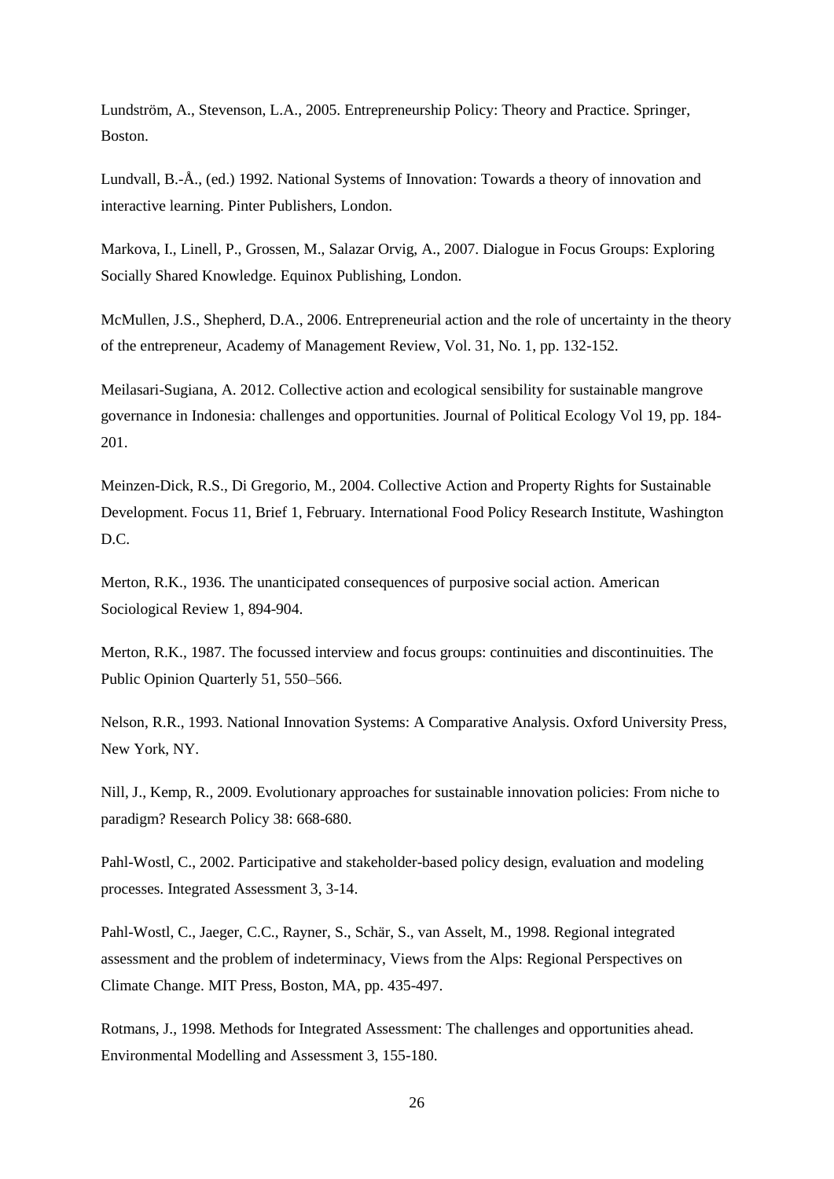Lundström, A., Stevenson, L.A., 2005. Entrepreneurship Policy: Theory and Practice. Springer, Boston.

Lundvall, B.-Å., (ed.) 1992. National Systems of Innovation: Towards a theory of innovation and interactive learning. Pinter Publishers, London.

Markova, I., Linell, P., Grossen, M., Salazar Orvig, A., 2007. Dialogue in Focus Groups: Exploring Socially Shared Knowledge. Equinox Publishing, London.

McMullen, J.S., Shepherd, D.A., 2006. Entrepreneurial action and the role of uncertainty in the theory of the entrepreneur, Academy of Management Review, Vol. 31, No. 1, pp. 132-152.

Meilasari-Sugiana, A. 2012. Collective action and ecological sensibility for sustainable mangrove governance in Indonesia: challenges and opportunities. Journal of Political Ecology Vol 19, pp. 184-201.

Meinzen-Dick, R.S., Di Gregorio, M., 2004. Collective Action and Property Rights for Sustainable Development. Focus 11, Brief 1, February. International Food Policy Research Institute, Washington D.C.

Merton, R.K., 1936. The unanticipated consequences of purposive social action. American Sociological Review 1, 894-904.

Merton, R.K., 1987. The focussed interview and focus groups: continuities and discontinuities. The Public Opinion Quarterly 51, 550–566.

Nelson, R.R., 1993. National Innovation Systems: A Comparative Analysis. Oxford University Press, New York, NY.

Nill, J., Kemp, R., 2009. Evolutionary approaches for sustainable innovation policies: From niche to paradigm? Research Policy 38: 668-680.

Pahl-Wostl, C., 2002. Participative and stakeholder-based policy design, evaluation and modeling processes. Integrated Assessment 3, 3-14.

Pahl-Wostl, C., Jaeger, C.C., Rayner, S., Schär, S., van Asselt, M., 1998. Regional integrated assessment and the problem of indeterminacy, Views from the Alps: Regional Perspectives on Climate Change. MIT Press, Boston, MA, pp. 435-497.

Rotmans, J., 1998. Methods for Integrated Assessment: The challenges and opportunities ahead. Environmental Modelling and Assessment 3, 155-180.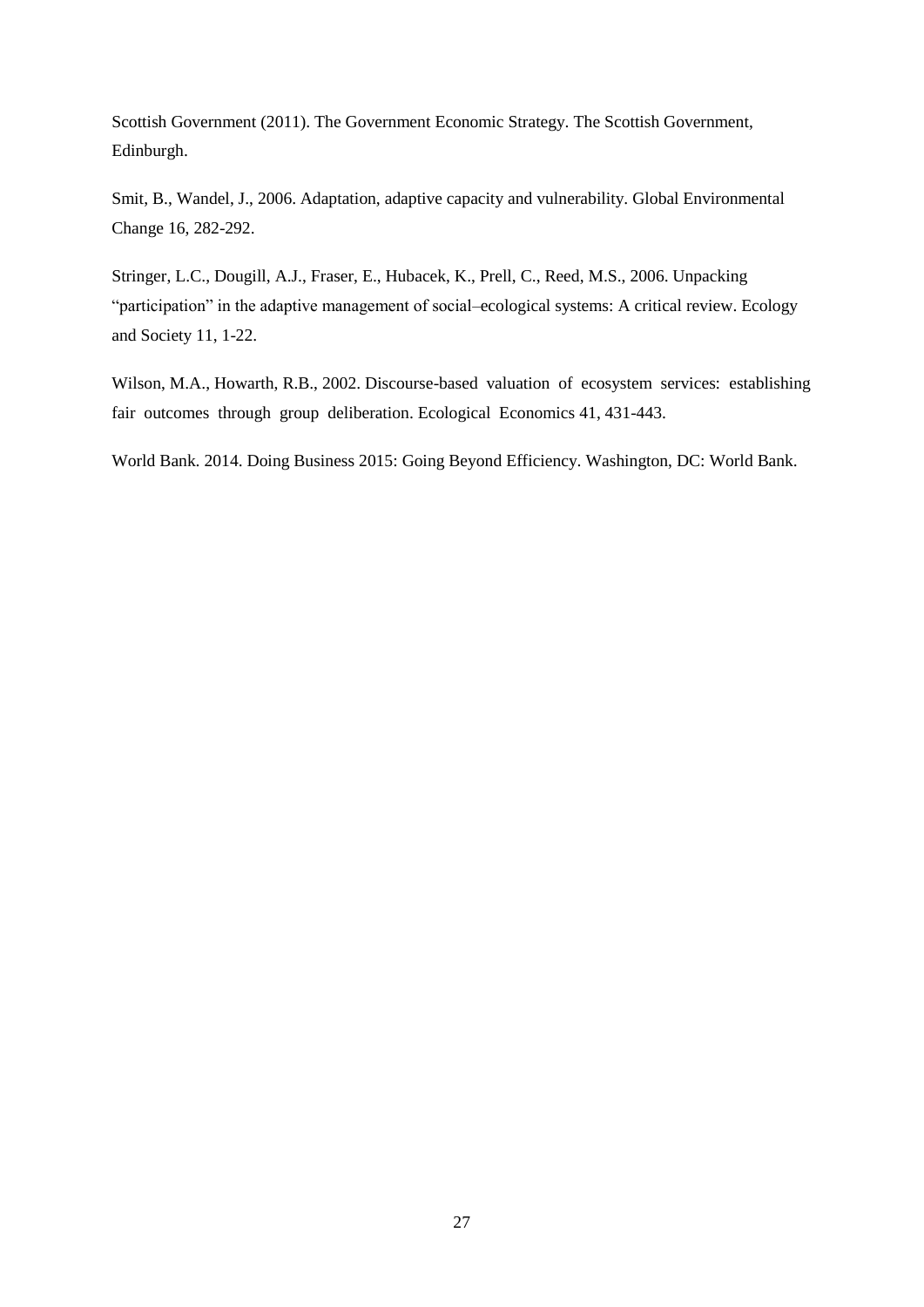Scottish Government (2011). The Government Economic Strategy. The Scottish Government, Edinburgh.

Smit, B., Wandel, J., 2006. Adaptation, adaptive capacity and vulnerability. Global Environmental Change 16, 282-292.

Stringer, L.C., Dougill, A.J., Fraser, E., Hubacek, K., Prell, C., Reed, M.S., 2006. Unpacking "participation" in the adaptive management of social–ecological systems: A critical review. Ecology and Society 11, 1-22.

Wilson, M.A., Howarth, R.B., 2002. Discourse-based valuation of ecosystem services: establishing fair outcomes through group deliberation. Ecological Economics 41, 431-443.

World Bank. 2014. Doing Business 2015: Going Beyond Efficiency. Washington, DC: World Bank.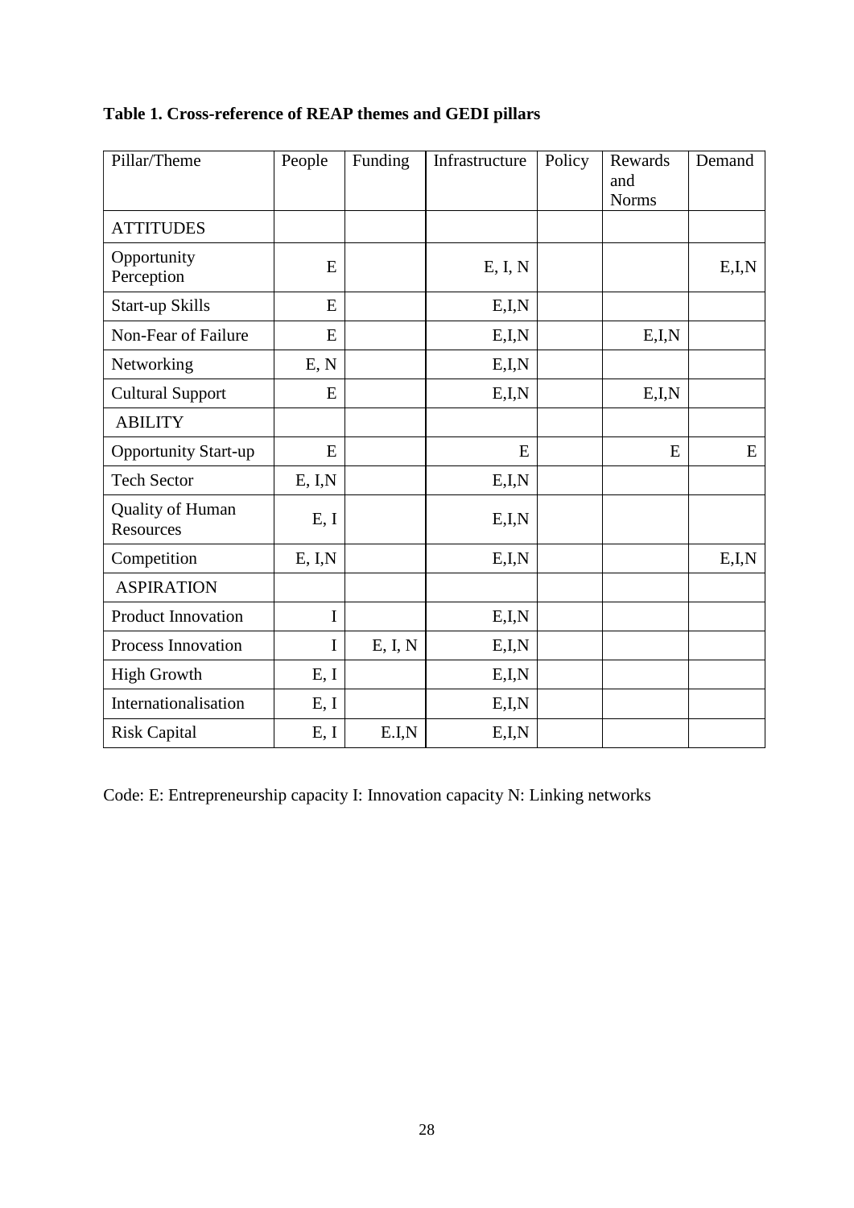**Table 1. Cross-reference of REAP themes and GEDI pillars**

| Pillar/Theme | People | Funding | Infrastructure | Policy | Rewards and Norms | Demand |
|---|---|---|---|---|---|---|
| ATTITUDES | | | | | | |
| Opportunity Perception | E | | E, I, N | | | E,I,N |
| Start-up Skills | E | | E,I,N | | | |
| Non-Fear of Failure | E | | E,I,N | | E,I,N | |
| Networking | E, N | | E,I,N | | | |
| Cultural Support | E | | E,I,N | | E,I,N | |
| ABILITY | | | | | | |
| Opportunity Start-up | E | | E | | E | E |
| Tech Sector | E, I,N | | E,I,N | | | |
| Quality of Human Resources | E, I | | E,I,N | | | |
| Competition | E, I,N | | E,I,N | | | E,I,N |
| ASPIRATION | | | | | | |
| Product Innovation | I | | E,I,N | | | |
| Process Innovation | I | E, I, N | E,I,N | | | |
| High Growth | E, I | | E,I,N | | | |
| Internationalisation | E, I | | E,I,N | | | |
| Risk Capital | E, I | E.I,N | E,I,N | | | |

Code: E: Entrepreneurship capacity I: Innovation capacity N: Linking networks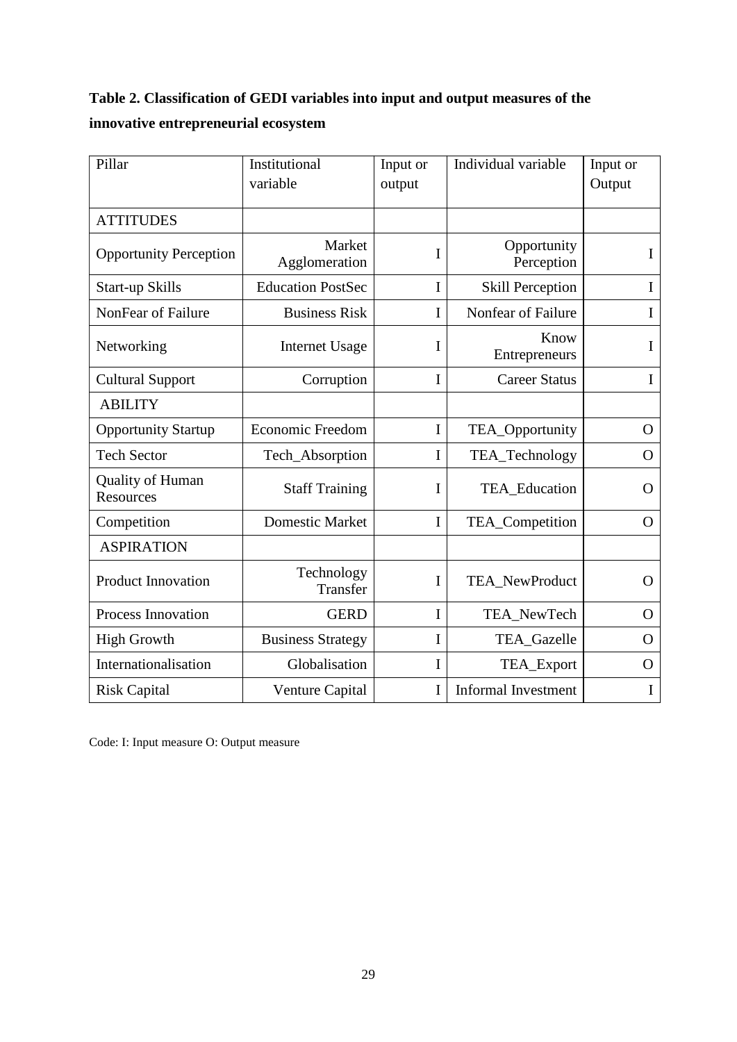**Table 2. Classification of GEDI variables into input and output measures of the innovative entrepreneurial ecosystem**

| Pillar | Institutional variable | Input or output | Individual variable | Input or Output |
|---|---|---|---|---|
| ATTITUDES | | | | |
| Opportunity Perception | Market Agglomeration | I | Opportunity Perception | I |
| Start-up Skills | Education PostSec | I | Skill Perception | I |
| NonFear of Failure | Business Risk | I | Nonfear of Failure | I |
| Networking | Internet Usage | I | Know Entrepreneurs | I |
| Cultural Support | Corruption | I | Career Status | I |
| ABILITY | | | | |
| Opportunity Startup | Economic Freedom | I | TEA_Opportunity | O |
| Tech Sector | Tech_Absorption | I | TEA_Technology | O |
| Quality of Human Resources | Staff Training | I | TEA_Education | O |
| Competition | Domestic Market | I | TEA_Competition | O |
| ASPIRATION | | | | |
| Product Innovation | Technology Transfer | I | TEA_NewProduct | O |
| Process Innovation | GERD | I | TEA_NewTech | O |
| High Growth | Business Strategy | I | TEA_Gazelle | O |
| Internationalisation | Globalisation | I | TEA_Export | O |
| Risk Capital | Venture Capital | I | Informal Investment | I |

Code: I: Input measure O: Output measure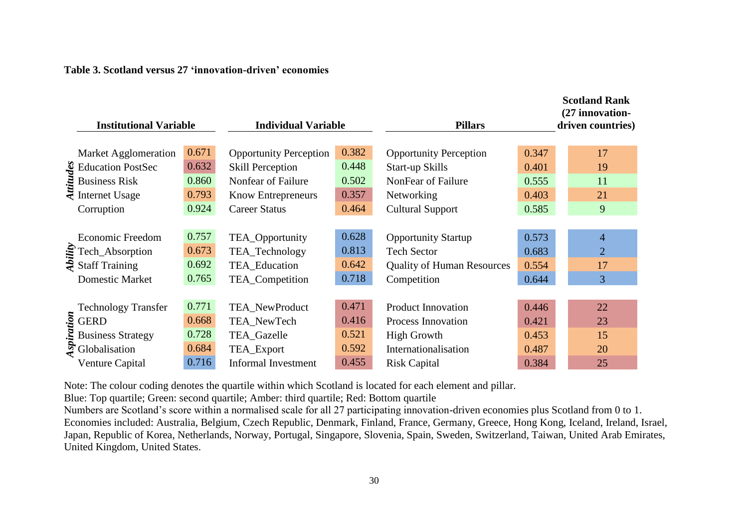**Table 3. Scotland versus 27 'innovation-driven' economies**

| | Institutional Variable | | Individual Variable | | Pillars | | Scotland Rank (27 innovation-driven countries) |
|---|---|---|---|---|---|---|---|
| *Attitudes* | Market Agglomeration | 0.671 | Opportunity Perception | 0.382 | Opportunity Perception | 0.347 | 17 |
| | Education PostSec | 0.632 | Skill Perception | 0.448 | Start-up Skills | 0.401 | 19 |
| | Business Risk | 0.860 | Nonfear of Failure | 0.502 | NonFear of Failure | 0.555 | 11 |
| | Internet Usage | 0.793 | Know Entrepreneurs | 0.357 | Networking | 0.403 | 21 |
| | Corruption | 0.924 | Career Status | 0.464 | Cultural Support | 0.585 | 9 |
| *Ability* | Economic Freedom | 0.757 | TEA_Opportunity | 0.628 | Opportunity Startup | 0.573 | 4 |
| | Tech_Absorption | 0.673 | TEA_Technology | 0.813 | Tech Sector | 0.683 | 2 |
| | Staff Training | 0.692 | TEA_Education | 0.642 | Quality of Human Resources | 0.554 | 17 |
| | Domestic Market | 0.765 | TEA_Competition | 0.718 | Competition | 0.644 | 3 |
| *Aspiration* | Technology Transfer | 0.771 | TEA_NewProduct | 0.471 | Product Innovation | 0.446 | 22 |
| | GERD | 0.668 | TEA_NewTech | 0.416 | Process Innovation | 0.421 | 23 |
| | Business Strategy | 0.728 | TEA_Gazelle | 0.521 | High Growth | 0.453 | 15 |
| | Globalisation | 0.684 | TEA_Export | 0.592 | Internationalisation | 0.487 | 20 |
| | Venture Capital | 0.716 | Informal Investment | 0.455 | Risk Capital | 0.384 | 25 |

Note: The colour coding denotes the quartile within which Scotland is located for each element and pillar.
Blue: Top quartile; Green: second quartile; Amber: third quartile; Red: Bottom quartile
Numbers are Scotland's score within a normalised scale for all 27 participating innovation-driven economies plus Scotland from 0 to 1.
Economies included: Australia, Belgium, Czech Republic, Denmark, Finland, France, Germany, Greece, Hong Kong, Iceland, Ireland, Israel, Japan, Republic of Korea, Netherlands, Norway, Portugal, Singapore, Slovenia, Spain, Sweden, Switzerland, Taiwan, United Arab Emirates, United Kingdom, United States.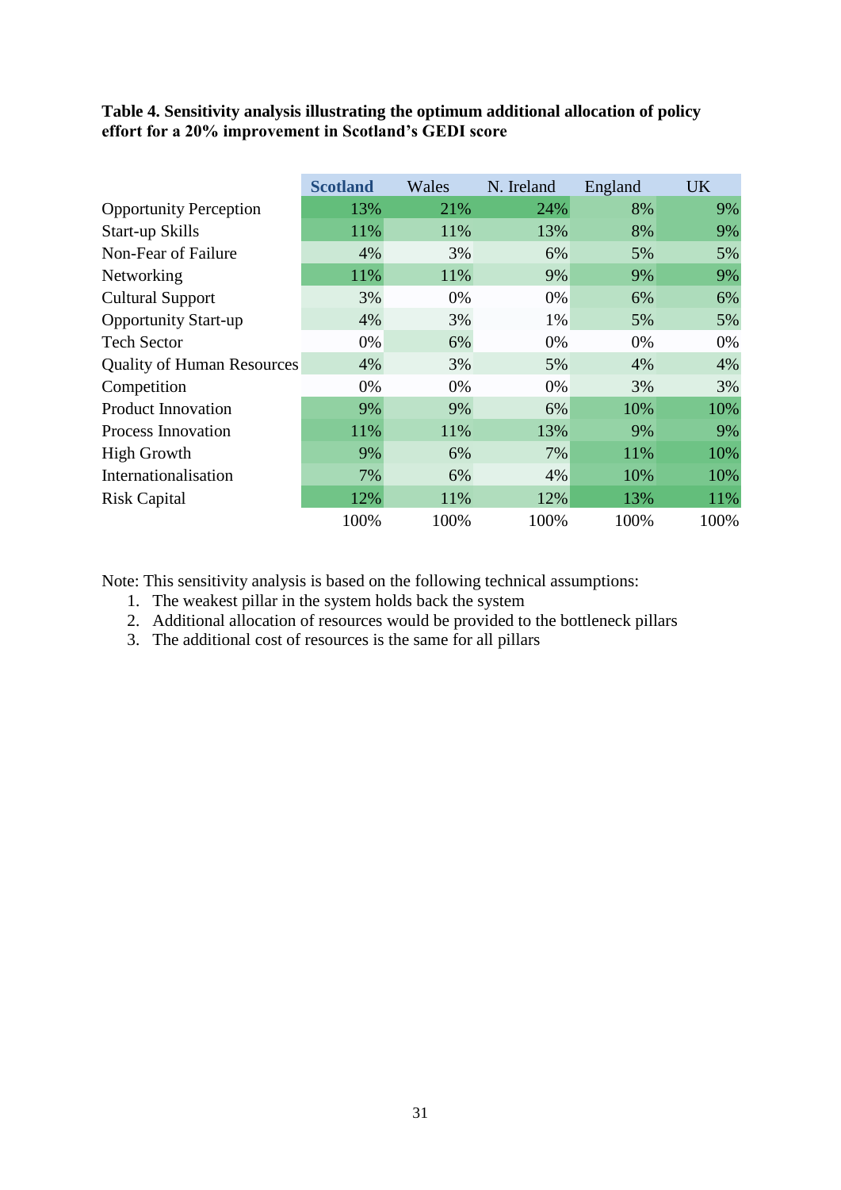**Table 4. Sensitivity analysis illustrating the optimum additional allocation of policy effort for a 20% improvement in Scotland's GEDI score**

| | **Scotland** | Wales | N. Ireland | England | UK |
|---|---|---|---|---|---|
| Opportunity Perception | 13% | 21% | 24% | 8% | 9% |
| Start-up Skills | 11% | 11% | 13% | 8% | 9% |
| Non-Fear of Failure | 4% | 3% | 6% | 5% | 5% |
| Networking | 11% | 11% | 9% | 9% | 9% |
| Cultural Support | 3% | 0% | 0% | 6% | 6% |
| Opportunity Start-up | 4% | 3% | 1% | 5% | 5% |
| Tech Sector | 0% | 6% | 0% | 0% | 0% |
| Quality of Human Resources | 4% | 3% | 5% | 4% | 4% |
| Competition | 0% | 0% | 0% | 3% | 3% |
| Product Innovation | 9% | 9% | 6% | 10% | 10% |
| Process Innovation | 11% | 11% | 13% | 9% | 9% |
| High Growth | 9% | 6% | 7% | 11% | 10% |
| Internationalisation | 7% | 6% | 4% | 10% | 10% |
| Risk Capital | 12% | 11% | 12% | 13% | 11% |
| | 100% | 100% | 100% | 100% | 100% |

Note: This sensitivity analysis is based on the following technical assumptions:

1. The weakest pillar in the system holds back the system
2. Additional allocation of resources would be provided to the bottleneck pillars
3. The additional cost of resources is the same for all pillars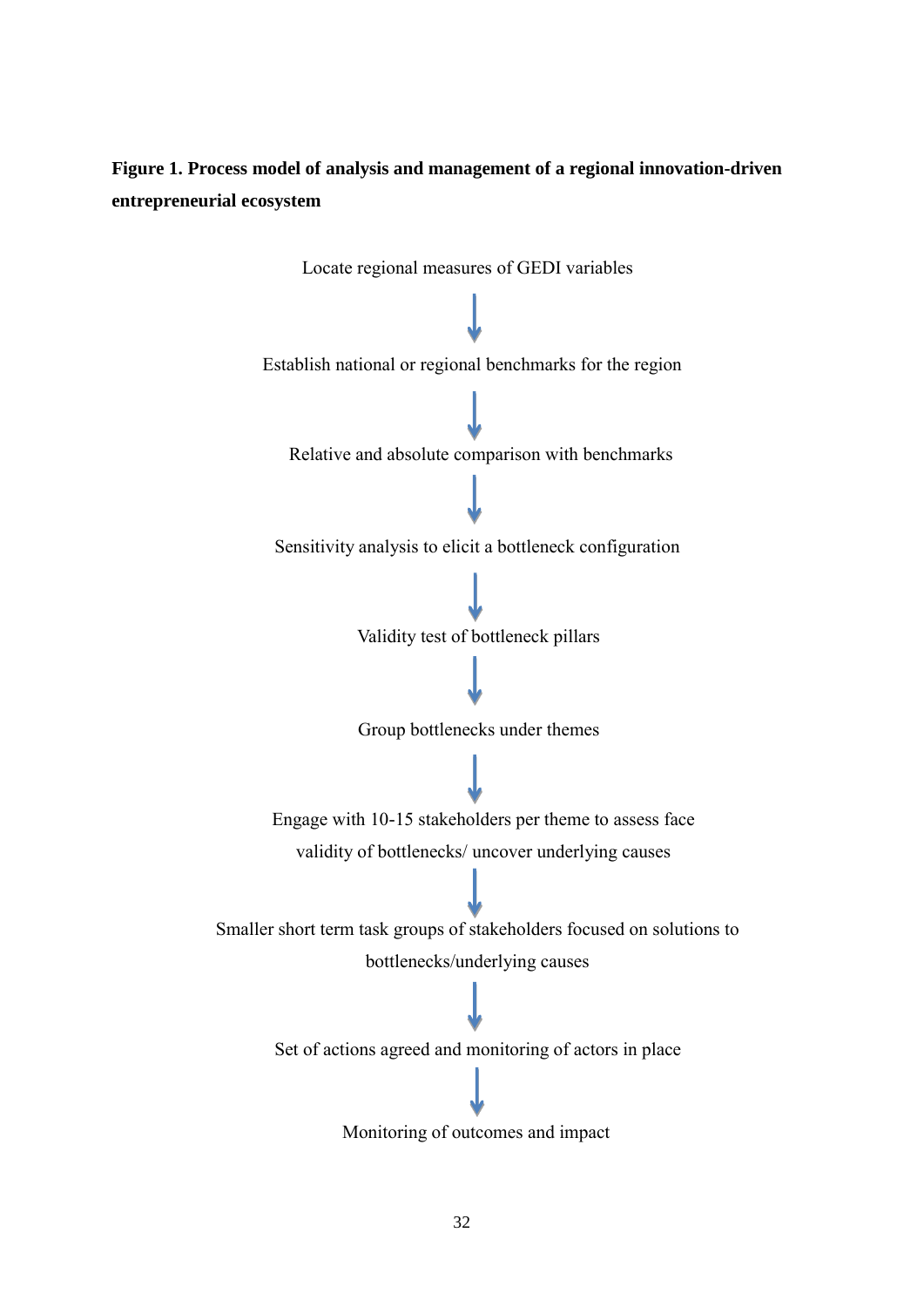**Figure 1. Process model of analysis and management of a regional innovation-driven entrepreneurial ecosystem**

Locate regional measures of GEDI variables

↓

Establish national or regional benchmarks for the region

↓

Relative and absolute comparison with benchmarks

↓

Sensitivity analysis to elicit a bottleneck configuration

↓

Validity test of bottleneck pillars

↓

Group bottlenecks under themes

↓

Engage with 10-15 stakeholders per theme to assess face validity of bottlenecks/ uncover underlying causes

↓

Smaller short term task groups of stakeholders focused on solutions to bottlenecks/underlying causes

↓

Set of actions agreed and monitoring of actors in place

↓

Monitoring of outcomes and impact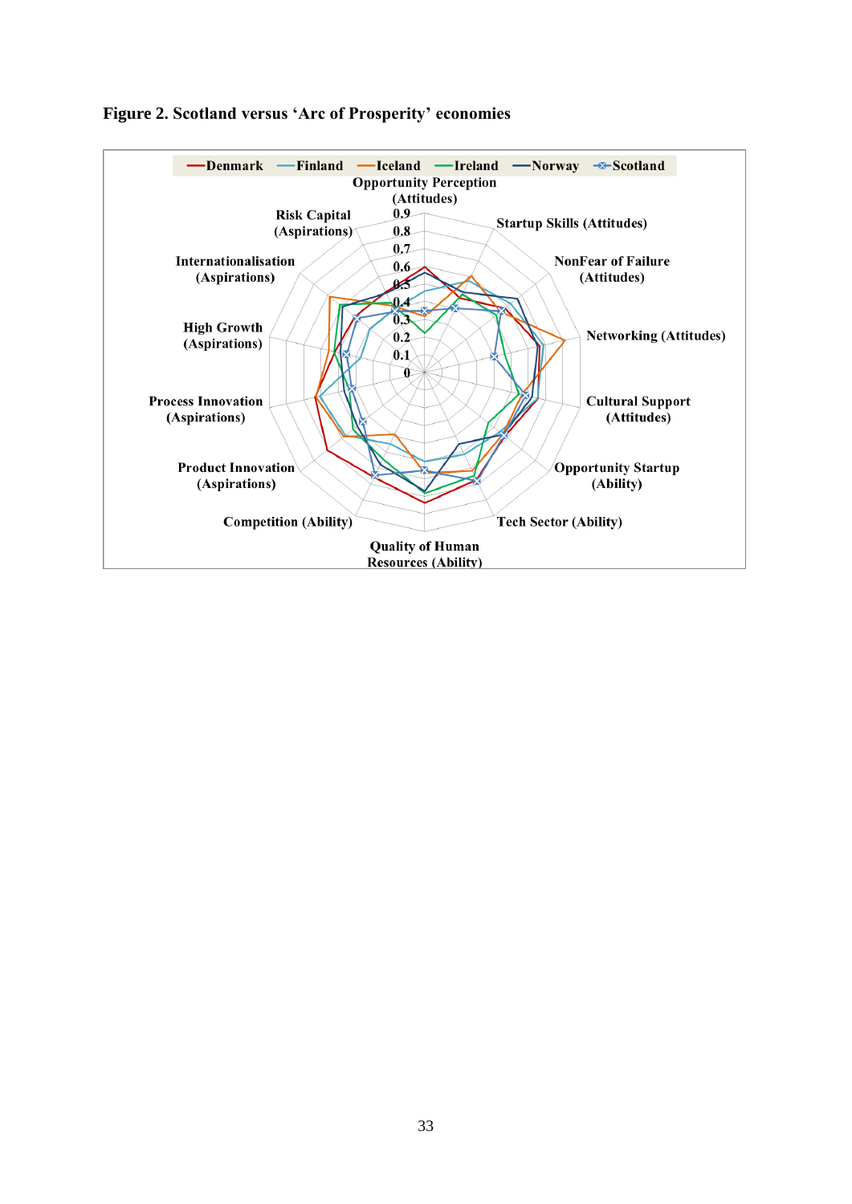**Figure 2. Scotland versus 'Arc of Prosperity' economies**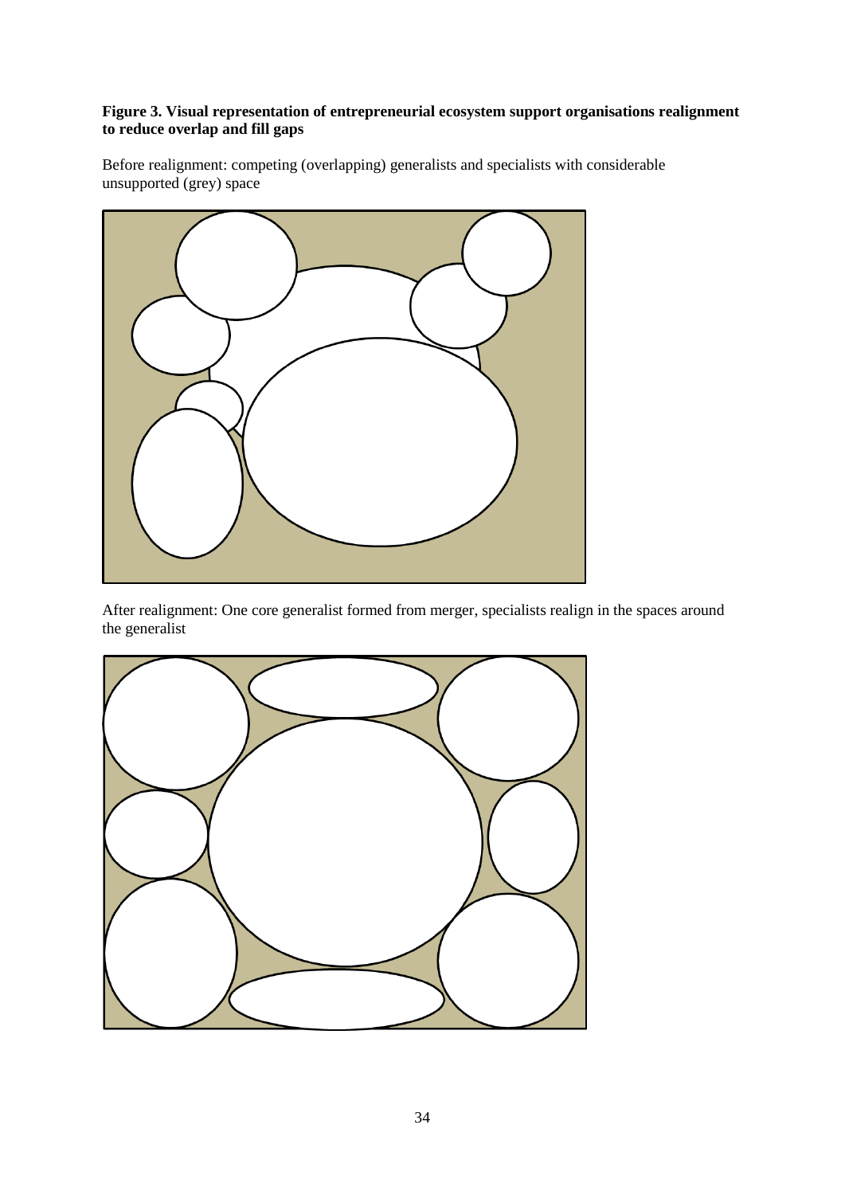**Figure 3. Visual representation of entrepreneurial ecosystem support organisations realignment to reduce overlap and fill gaps**

Before realignment: competing (overlapping) generalists and specialists with considerable unsupported (grey) space

After realignment: One core generalist formed from merger, specialists realign in the spaces around the generalist